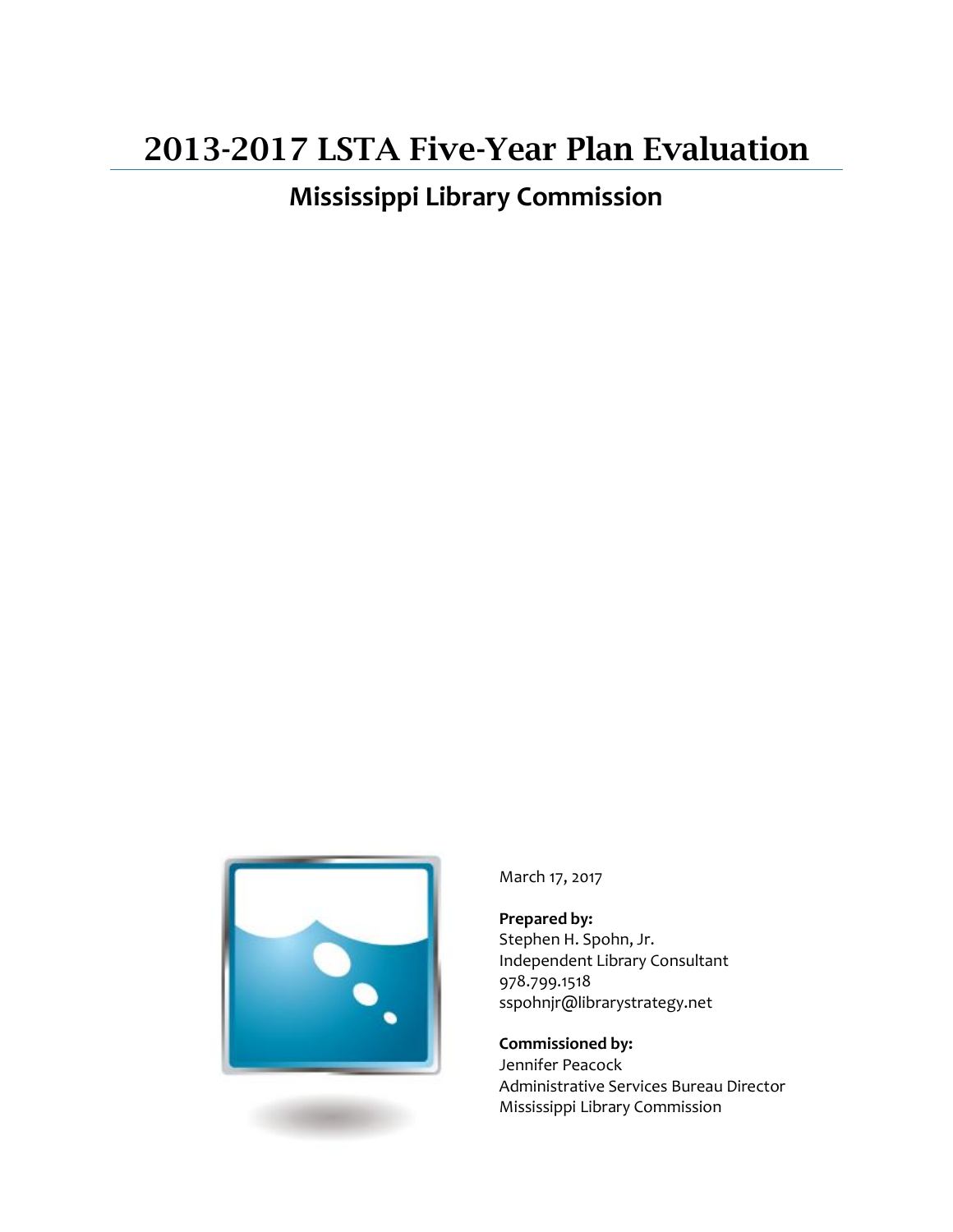# 2013-2017 LSTA Five-Year Plan Evaluation

## Mississippi Library Commission

March 17, 2017

**Prepared by:**
Stephen H. Spohn, Jr.
Independent Library Consultant
978.799.1518
sspohnjr@librarystrategy.net

**Commissioned by:**
Jennifer Peacock
Administrative Services Bureau Director
Mississippi Library Commission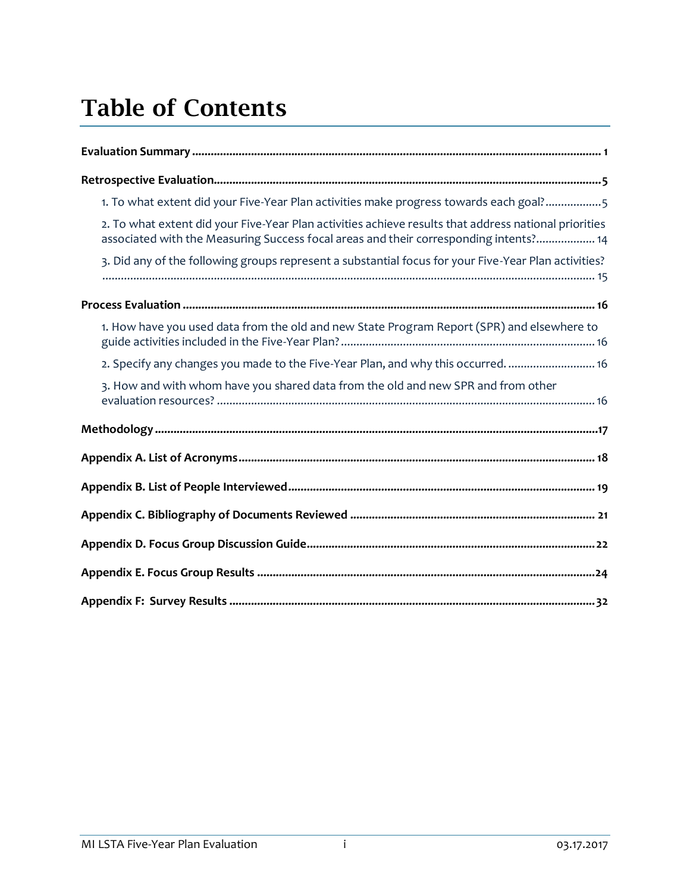# Table of Contents

**Evaluation Summary** .......... 1

**Retrospective Evaluation** .......... 5

1. To what extent did your Five-Year Plan activities make progress towards each goal? .......... 5

2. To what extent did your Five-Year Plan activities achieve results that address national priorities associated with the Measuring Success focal areas and their corresponding intents? .......... 14

3. Did any of the following groups represent a substantial focus for your Five-Year Plan activities? .......... 15

**Process Evaluation** .......... 16

1. How have you used data from the old and new State Program Report (SPR) and elsewhere to guide activities included in the Five-Year Plan? .......... 16

2. Specify any changes you made to the Five-Year Plan, and why this occurred. .......... 16

3. How and with whom have you shared data from the old and new SPR and from other evaluation resources? .......... 16

**Methodology** .......... 17

**Appendix A. List of Acronyms** .......... 18

**Appendix B. List of People Interviewed** .......... 19

**Appendix C. Bibliography of Documents Reviewed** .......... 21

**Appendix D. Focus Group Discussion Guide** .......... 22

**Appendix E. Focus Group Results** .......... 24

**Appendix F: Survey Results** .......... 32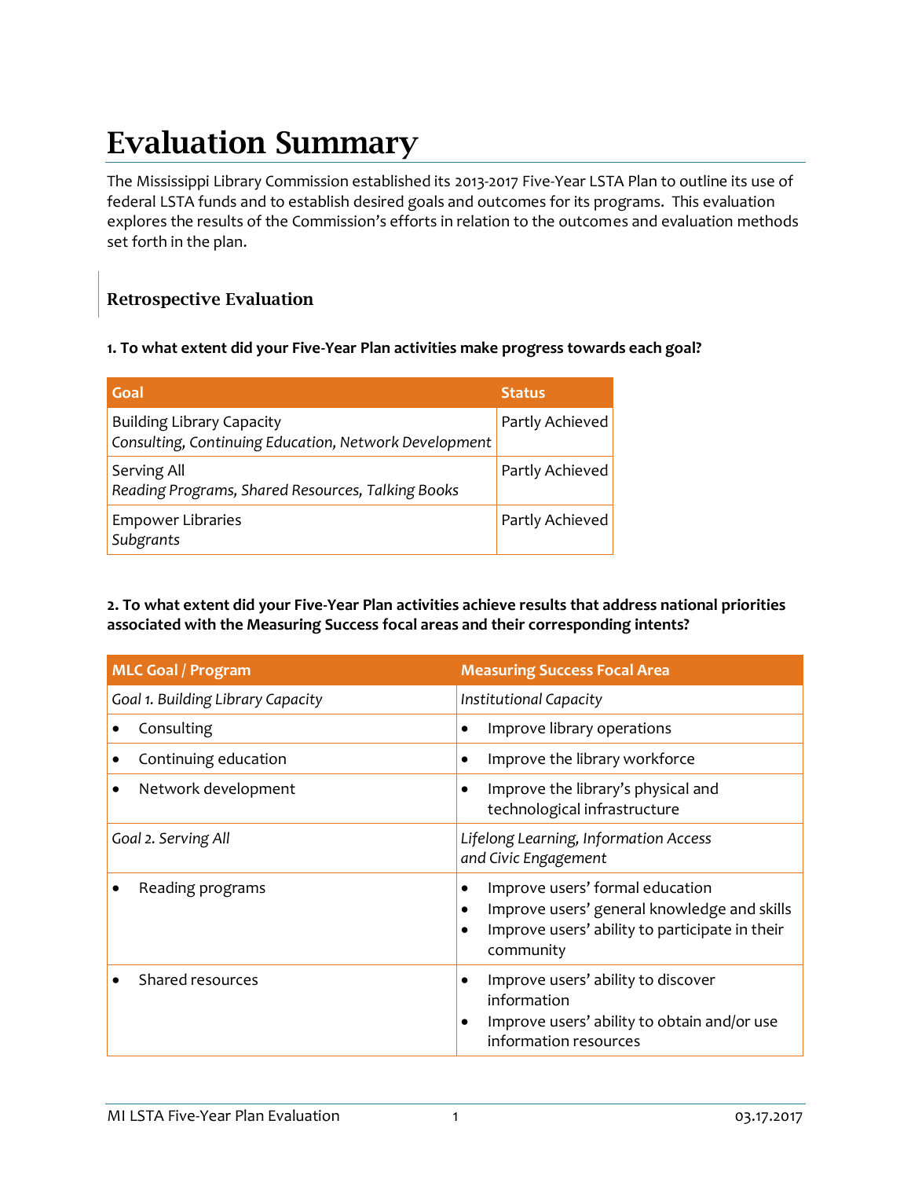# Evaluation Summary

The Mississippi Library Commission established its 2013-2017 Five-Year LSTA Plan to outline its use of federal LSTA funds and to establish desired goals and outcomes for its programs. This evaluation explores the results of the Commission's efforts in relation to the outcomes and evaluation methods set forth in the plan.

## Retrospective Evaluation

**1. To what extent did your Five-Year Plan activities make progress towards each goal?**

| Goal | Status |
|---|---|
| Building Library Capacity<br>*Consulting, Continuing Education, Network Development* | Partly Achieved |
| Serving All<br>*Reading Programs, Shared Resources, Talking Books* | Partly Achieved |
| Empower Libraries<br>*Subgrants* | Partly Achieved |

**2. To what extent did your Five-Year Plan activities achieve results that address national priorities associated with the Measuring Success focal areas and their corresponding intents?**

| MLC Goal / Program | Measuring Success Focal Area |
|---|---|
| *Goal 1. Building Library Capacity* | *Institutional Capacity* |
| • Consulting | • Improve library operations |
| • Continuing education | • Improve the library workforce |
| • Network development | • Improve the library's physical and technological infrastructure |
| *Goal 2. Serving All* | *Lifelong Learning, Information Access and Civic Engagement* |
| • Reading programs | • Improve users' formal education<br>• Improve users' general knowledge and skills<br>• Improve users' ability to participate in their community |
| • Shared resources | • Improve users' ability to discover information<br>• Improve users' ability to obtain and/or use information resources |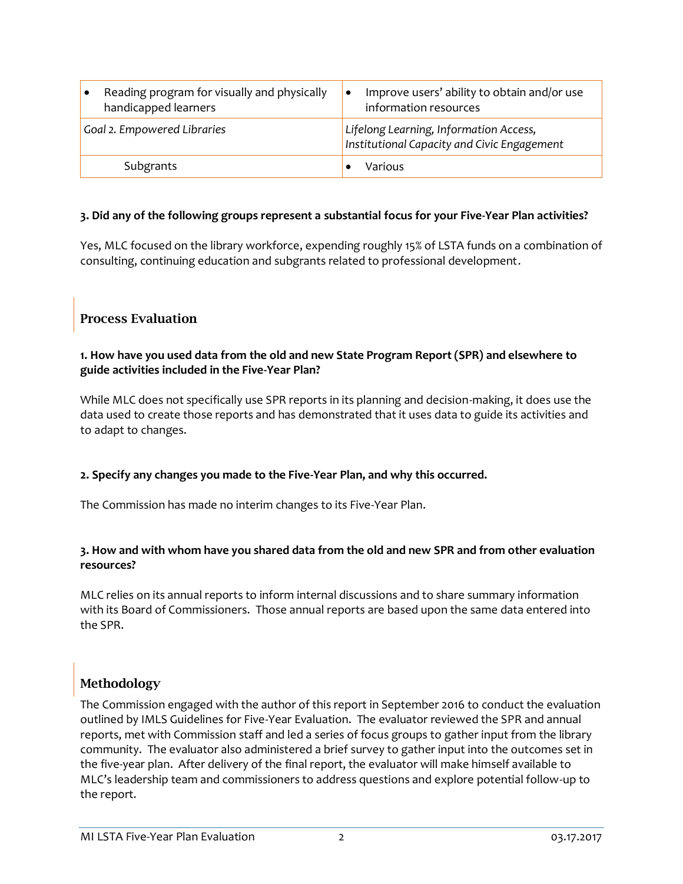| • Reading program for visually and physically handicapped learners | • Improve users' ability to obtain and/or use information resources |
|---|---|
| *Goal 2. Empowered Libraries* | *Lifelong Learning, Information Access, Institutional Capacity and Civic Engagement* |
| Subgrants | • Various |

**3. Did any of the following groups represent a substantial focus for your Five-Year Plan activities?**

Yes, MLC focused on the library workforce, expending roughly 15% of LSTA funds on a combination of consulting, continuing education and subgrants related to professional development.

## Process Evaluation

**1. How have you used data from the old and new State Program Report (SPR) and elsewhere to guide activities included in the Five-Year Plan?**

While MLC does not specifically use SPR reports in its planning and decision-making, it does use the data used to create those reports and has demonstrated that it uses data to guide its activities and to adapt to changes.

**2. Specify any changes you made to the Five-Year Plan, and why this occurred.**

The Commission has made no interim changes to its Five-Year Plan.

**3. How and with whom have you shared data from the old and new SPR and from other evaluation resources?**

MLC relies on its annual reports to inform internal discussions and to share summary information with its Board of Commissioners. Those annual reports are based upon the same data entered into the SPR.

## Methodology

The Commission engaged with the author of this report in September 2016 to conduct the evaluation outlined by IMLS Guidelines for Five-Year Evaluation. The evaluator reviewed the SPR and annual reports, met with Commission staff and led a series of focus groups to gather input from the library community. The evaluator also administered a brief survey to gather input into the outcomes set in the five-year plan. After delivery of the final report, the evaluator will make himself available to MLC's leadership team and commissioners to address questions and explore potential follow-up to the report.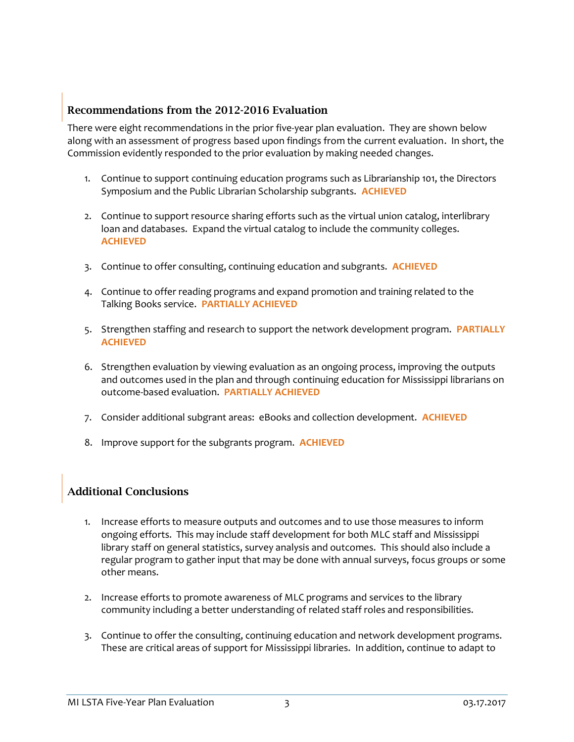## Recommendations from the 2012-2016 Evaluation

There were eight recommendations in the prior five-year plan evaluation. They are shown below along with an assessment of progress based upon findings from the current evaluation. In short, the Commission evidently responded to the prior evaluation by making needed changes.

1. Continue to support continuing education programs such as Librarianship 101, the Directors Symposium and the Public Librarian Scholarship subgrants. **ACHIEVED**

2. Continue to support resource sharing efforts such as the virtual union catalog, interlibrary loan and databases. Expand the virtual catalog to include the community colleges. **ACHIEVED**

3. Continue to offer consulting, continuing education and subgrants. **ACHIEVED**

4. Continue to offer reading programs and expand promotion and training related to the Talking Books service. **PARTIALLY ACHIEVED**

5. Strengthen staffing and research to support the network development program. **PARTIALLY ACHIEVED**

6. Strengthen evaluation by viewing evaluation as an ongoing process, improving the outputs and outcomes used in the plan and through continuing education for Mississippi librarians on outcome-based evaluation. **PARTIALLY ACHIEVED**

7. Consider additional subgrant areas: eBooks and collection development. **ACHIEVED**

8. Improve support for the subgrants program. **ACHIEVED**

## Additional Conclusions

1. Increase efforts to measure outputs and outcomes and to use those measures to inform ongoing efforts. This may include staff development for both MLC staff and Mississippi library staff on general statistics, survey analysis and outcomes. This should also include a regular program to gather input that may be done with annual surveys, focus groups or some other means.

2. Increase efforts to promote awareness of MLC programs and services to the library community including a better understanding of related staff roles and responsibilities.

3. Continue to offer the consulting, continuing education and network development programs. These are critical areas of support for Mississippi libraries. In addition, continue to adapt to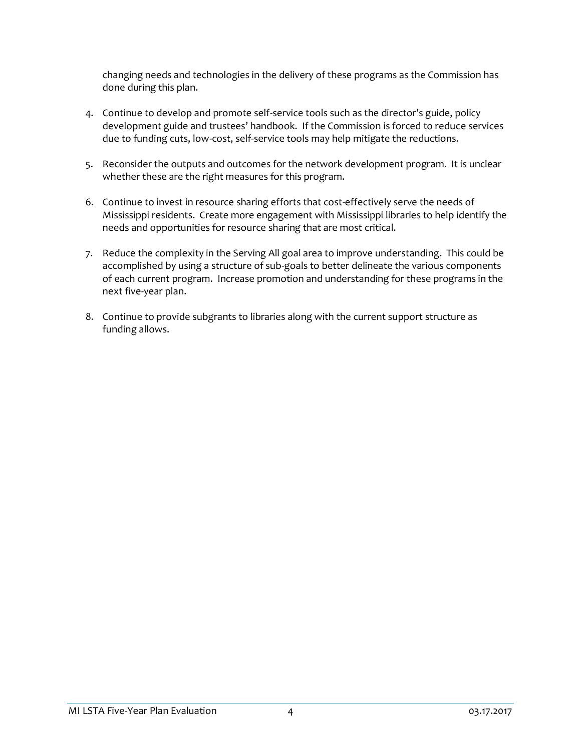changing needs and technologies in the delivery of these programs as the Commission has done during this plan.

4. Continue to develop and promote self-service tools such as the director's guide, policy development guide and trustees' handbook. If the Commission is forced to reduce services due to funding cuts, low-cost, self-service tools may help mitigate the reductions.

5. Reconsider the outputs and outcomes for the network development program. It is unclear whether these are the right measures for this program.

6. Continue to invest in resource sharing efforts that cost-effectively serve the needs of Mississippi residents. Create more engagement with Mississippi libraries to help identify the needs and opportunities for resource sharing that are most critical.

7. Reduce the complexity in the Serving All goal area to improve understanding. This could be accomplished by using a structure of sub-goals to better delineate the various components of each current program. Increase promotion and understanding for these programs in the next five-year plan.

8. Continue to provide subgrants to libraries along with the current support structure as funding allows.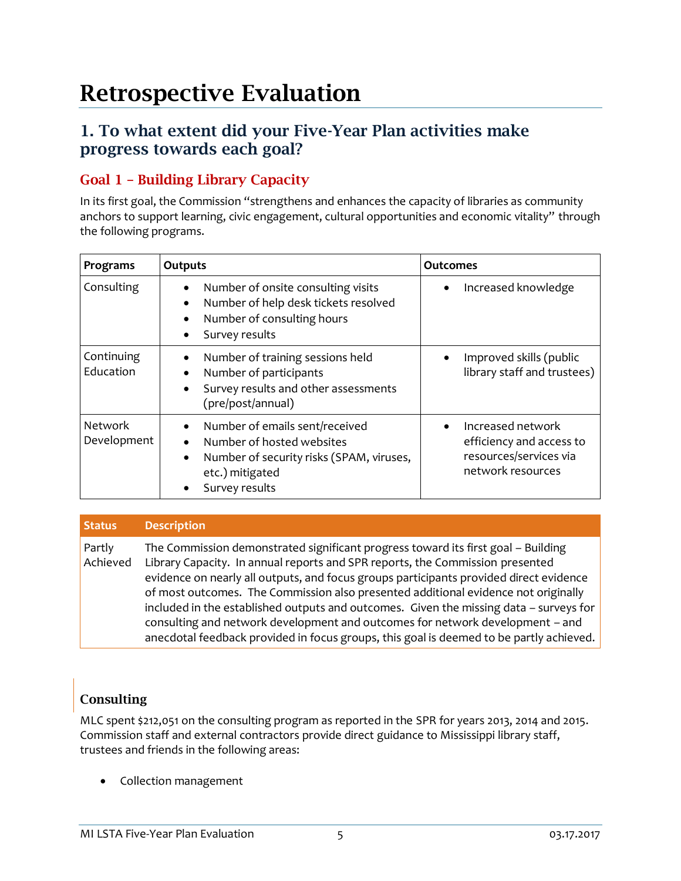# Retrospective Evaluation

## 1. To what extent did your Five-Year Plan activities make progress towards each goal?

### Goal 1 – Building Library Capacity

In its first goal, the Commission "strengthens and enhances the capacity of libraries as community anchors to support learning, civic engagement, cultural opportunities and economic vitality" through the following programs.

| Programs | Outputs | Outcomes |
|---|---|---|
| Consulting | • Number of onsite consulting visits<br>• Number of help desk tickets resolved<br>• Number of consulting hours<br>• Survey results | • Increased knowledge |
| Continuing Education | • Number of training sessions held<br>• Number of participants<br>• Survey results and other assessments (pre/post/annual) | • Improved skills (public library staff and trustees) |
| Network Development | • Number of emails sent/received<br>• Number of hosted websites<br>• Number of security risks (SPAM, viruses, etc.) mitigated<br>• Survey results | • Increased network efficiency and access to resources/services via network resources |

| Status | Description |
|---|---|
| Partly Achieved | The Commission demonstrated significant progress toward its first goal – Building Library Capacity. In annual reports and SPR reports, the Commission presented evidence on nearly all outputs, and focus groups participants provided direct evidence of most outcomes. The Commission also presented additional evidence not originally included in the established outputs and outcomes. Given the missing data – surveys for consulting and network development and outcomes for network development – and anecdotal feedback provided in focus groups, this goal is deemed to be partly achieved. |

### Consulting

MLC spent $212,051 on the consulting program as reported in the SPR for years 2013, 2014 and 2015. Commission staff and external contractors provide direct guidance to Mississippi library staff, trustees and friends in the following areas:

- Collection management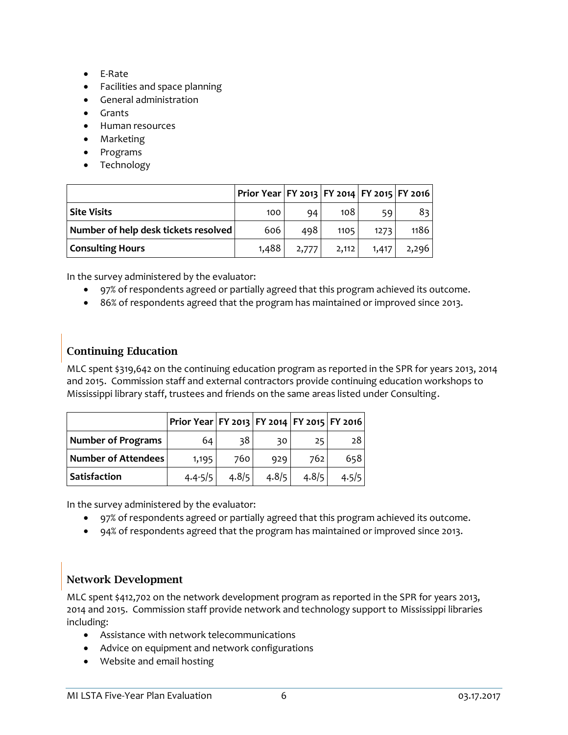- E-Rate
- Facilities and space planning
- General administration
- Grants
- Human resources
- Marketing
- Programs
- Technology

| | Prior Year | FY 2013 | FY 2014 | FY 2015 | FY 2016 |
|---|---|---|---|---|---|
| **Site Visits** | 100 | 94 | 108 | 59 | 83 |
| **Number of help desk tickets resolved** | 606 | 498 | 1105 | 1273 | 1186 |
| **Consulting Hours** | 1,488 | 2,777 | 2,112 | 1,417 | 2,296 |

In the survey administered by the evaluator:
- 97% of respondents agreed or partially agreed that this program achieved its outcome.
- 86% of respondents agreed that the program has maintained or improved since 2013.

### Continuing Education

MLC spent $319,642 on the continuing education program as reported in the SPR for years 2013, 2014 and 2015. Commission staff and external contractors provide continuing education workshops to Mississippi library staff, trustees and friends on the same areas listed under Consulting.

| | Prior Year | FY 2013 | FY 2014 | FY 2015 | FY 2016 |
|---|---|---|---|---|---|
| **Number of Programs** | 64 | 38 | 30 | 25 | 28 |
| **Number of Attendees** | 1,195 | 760 | 929 | 762 | 658 |
| **Satisfaction** | 4.4-5/5 | 4.8/5 | 4.8/5 | 4.8/5 | 4.5/5 |

In the survey administered by the evaluator:
- 97% of respondents agreed or partially agreed that this program achieved its outcome.
- 94% of respondents agreed that the program has maintained or improved since 2013.

### Network Development

MLC spent $412,702 on the network development program as reported in the SPR for years 2013, 2014 and 2015. Commission staff provide network and technology support to Mississippi libraries including:
- Assistance with network telecommunications
- Advice on equipment and network configurations
- Website and email hosting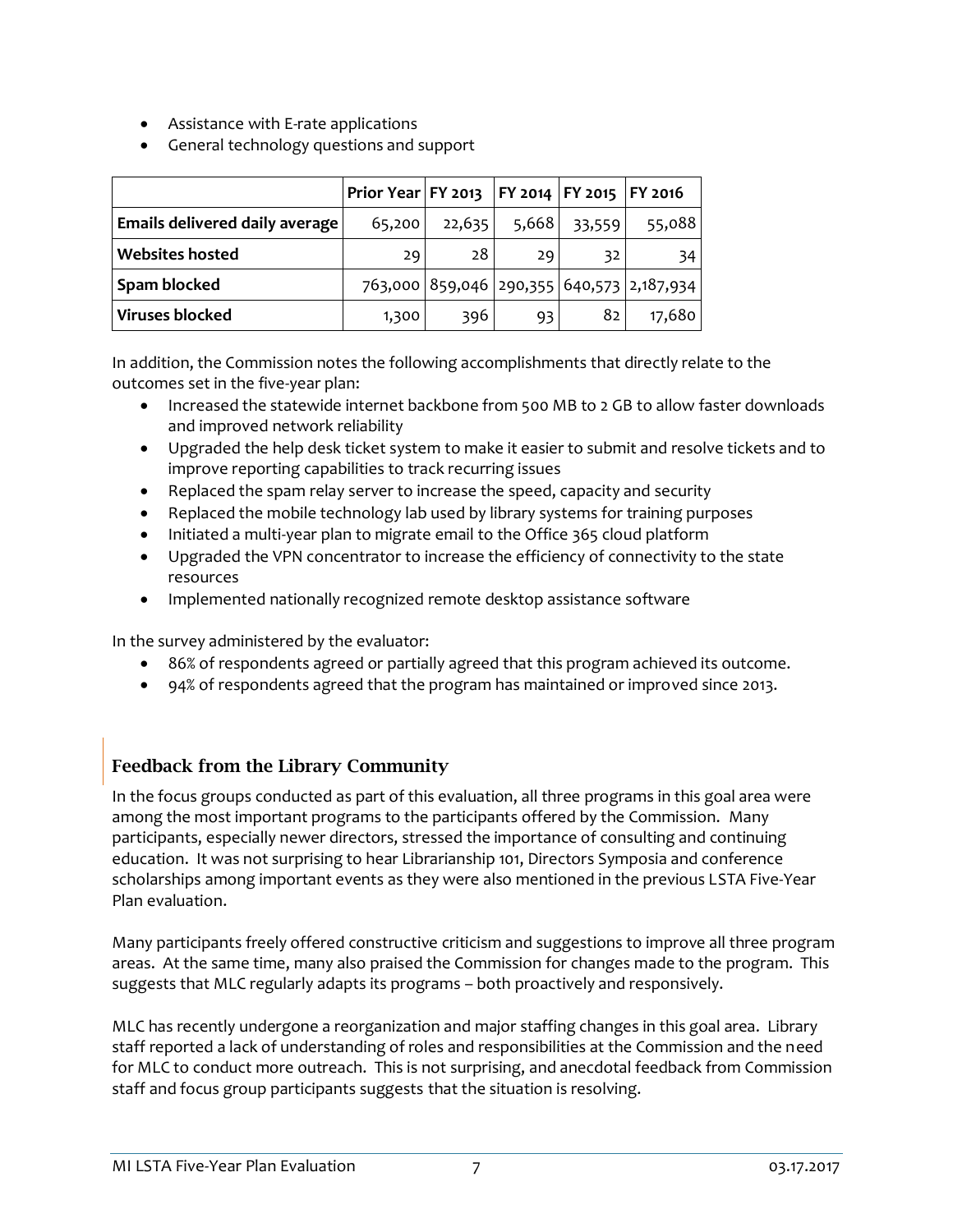- Assistance with E-rate applications
- General technology questions and support

| | Prior Year | FY 2013 | FY 2014 | FY 2015 | FY 2016 |
|---|---|---|---|---|---|
| **Emails delivered daily average** | 65,200 | 22,635 | 5,668 | 33,559 | 55,088 |
| **Websites hosted** | 29 | 28 | 29 | 32 | 34 |
| **Spam blocked** | 763,000 | 859,046 | 290,355 | 640,573 | 2,187,934 |
| **Viruses blocked** | 1,300 | 396 | 93 | 82 | 17,680 |

In addition, the Commission notes the following accomplishments that directly relate to the outcomes set in the five-year plan:

- Increased the statewide internet backbone from 500 MB to 2 GB to allow faster downloads and improved network reliability
- Upgraded the help desk ticket system to make it easier to submit and resolve tickets and to improve reporting capabilities to track recurring issues
- Replaced the spam relay server to increase the speed, capacity and security
- Replaced the mobile technology lab used by library systems for training purposes
- Initiated a multi-year plan to migrate email to the Office 365 cloud platform
- Upgraded the VPN concentrator to increase the efficiency of connectivity to the state resources
- Implemented nationally recognized remote desktop assistance software

In the survey administered by the evaluator:

- 86% of respondents agreed or partially agreed that this program achieved its outcome.
- 94% of respondents agreed that the program has maintained or improved since 2013.

## Feedback from the Library Community

In the focus groups conducted as part of this evaluation, all three programs in this goal area were among the most important programs to the participants offered by the Commission. Many participants, especially newer directors, stressed the importance of consulting and continuing education. It was not surprising to hear Librarianship 101, Directors Symposia and conference scholarships among important events as they were also mentioned in the previous LSTA Five-Year Plan evaluation.

Many participants freely offered constructive criticism and suggestions to improve all three program areas. At the same time, many also praised the Commission for changes made to the program. This suggests that MLC regularly adapts its programs – both proactively and responsively.

MLC has recently undergone a reorganization and major staffing changes in this goal area. Library staff reported a lack of understanding of roles and responsibilities at the Commission and the need for MLC to conduct more outreach. This is not surprising, and anecdotal feedback from Commission staff and focus group participants suggests that the situation is resolving.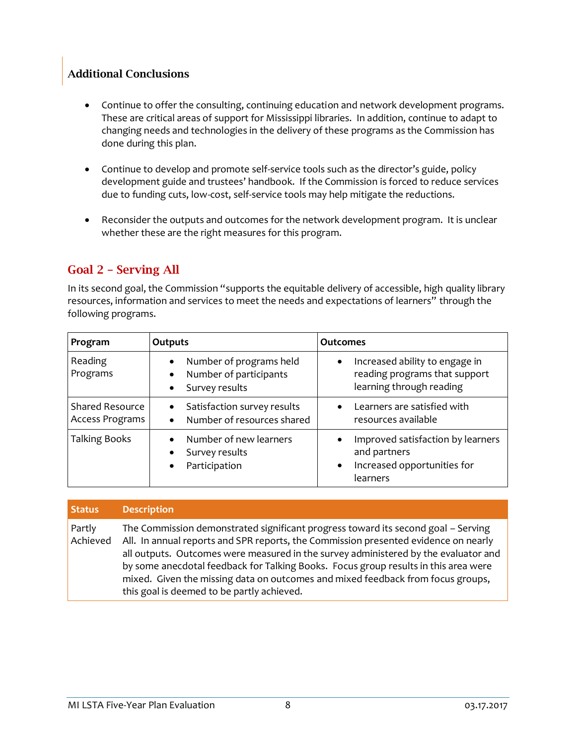### Additional Conclusions

- Continue to offer the consulting, continuing education and network development programs. These are critical areas of support for Mississippi libraries. In addition, continue to adapt to changing needs and technologies in the delivery of these programs as the Commission has done during this plan.
- Continue to develop and promote self-service tools such as the director's guide, policy development guide and trustees' handbook. If the Commission is forced to reduce services due to funding cuts, low-cost, self-service tools may help mitigate the reductions.
- Reconsider the outputs and outcomes for the network development program. It is unclear whether these are the right measures for this program.

## Goal 2 – Serving All

In its second goal, the Commission "supports the equitable delivery of accessible, high quality library resources, information and services to meet the needs and expectations of learners" through the following programs.

| Program | Outputs | Outcomes |
|---|---|---|
| Reading Programs | • Number of programs held<br>• Number of participants<br>• Survey results | • Increased ability to engage in reading programs that support learning through reading |
| Shared Resource Access Programs | • Satisfaction survey results<br>• Number of resources shared | • Learners are satisfied with resources available |
| Talking Books | • Number of new learners<br>• Survey results<br>• Participation | • Improved satisfaction by learners and partners<br>• Increased opportunities for learners |

| Status | Description |
|---|---|
| Partly Achieved | The Commission demonstrated significant progress toward its second goal – Serving All. In annual reports and SPR reports, the Commission presented evidence on nearly all outputs. Outcomes were measured in the survey administered by the evaluator and by some anecdotal feedback for Talking Books. Focus group results in this area were mixed. Given the missing data on outcomes and mixed feedback from focus groups, this goal is deemed to be partly achieved. |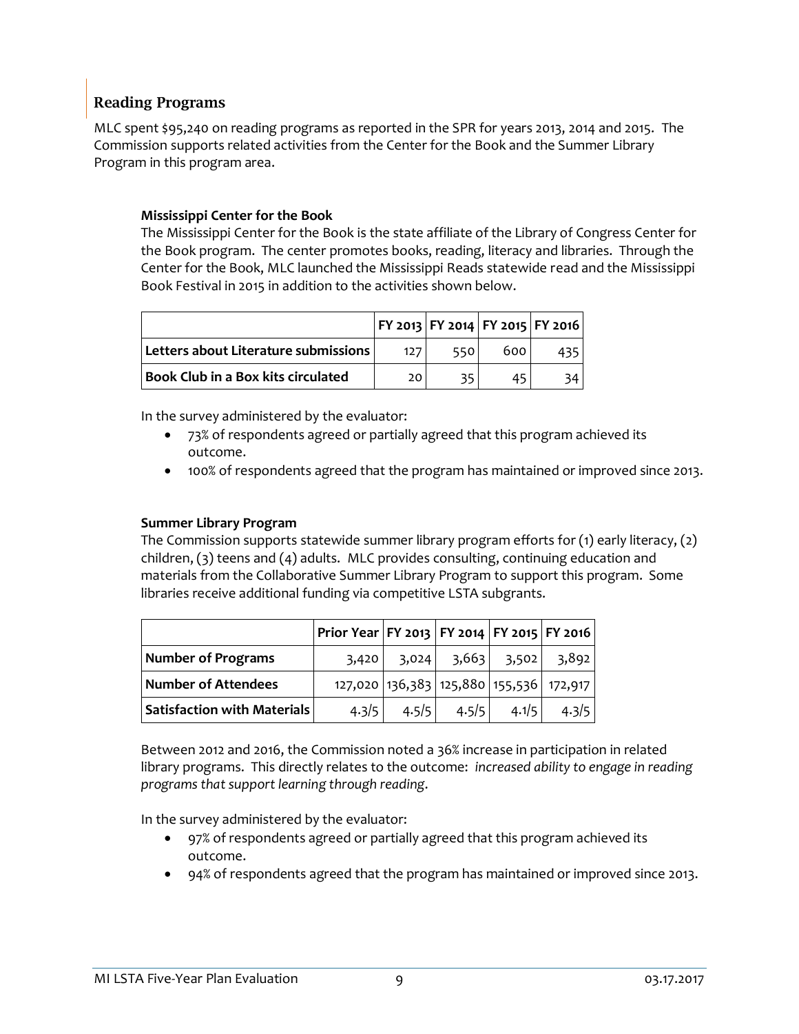## Reading Programs

MLC spent $95,240 on reading programs as reported in the SPR for years 2013, 2014 and 2015. The Commission supports related activities from the Center for the Book and the Summer Library Program in this program area.

### Mississippi Center for the Book

The Mississippi Center for the Book is the state affiliate of the Library of Congress Center for the Book program. The center promotes books, reading, literacy and libraries. Through the Center for the Book, MLC launched the Mississippi Reads statewide read and the Mississippi Book Festival in 2015 in addition to the activities shown below.

| | FY 2013 | FY 2014 | FY 2015 | FY 2016 |
|---|---|---|---|---|
| **Letters about Literature submissions** | 127 | 550 | 600 | 435 |
| **Book Club in a Box kits circulated** | 20 | 35 | 45 | 34 |

In the survey administered by the evaluator:

- 73% of respondents agreed or partially agreed that this program achieved its outcome.
- 100% of respondents agreed that the program has maintained or improved since 2013.

### Summer Library Program

The Commission supports statewide summer library program efforts for (1) early literacy, (2) children, (3) teens and (4) adults. MLC provides consulting, continuing education and materials from the Collaborative Summer Library Program to support this program. Some libraries receive additional funding via competitive LSTA subgrants.

| | Prior Year | FY 2013 | FY 2014 | FY 2015 | FY 2016 |
|---|---|---|---|---|---|
| **Number of Programs** | 3,420 | 3,024 | 3,663 | 3,502 | 3,892 |
| **Number of Attendees** | 127,020 | 136,383 | 125,880 | 155,536 | 172,917 |
| **Satisfaction with Materials** | 4.3/5 | 4.5/5 | 4.5/5 | 4.1/5 | 4.3/5 |

Between 2012 and 2016, the Commission noted a 36% increase in participation in related library programs. This directly relates to the outcome: *increased ability to engage in reading programs that support learning through reading*.

In the survey administered by the evaluator:

- 97% of respondents agreed or partially agreed that this program achieved its outcome.
- 94% of respondents agreed that the program has maintained or improved since 2013.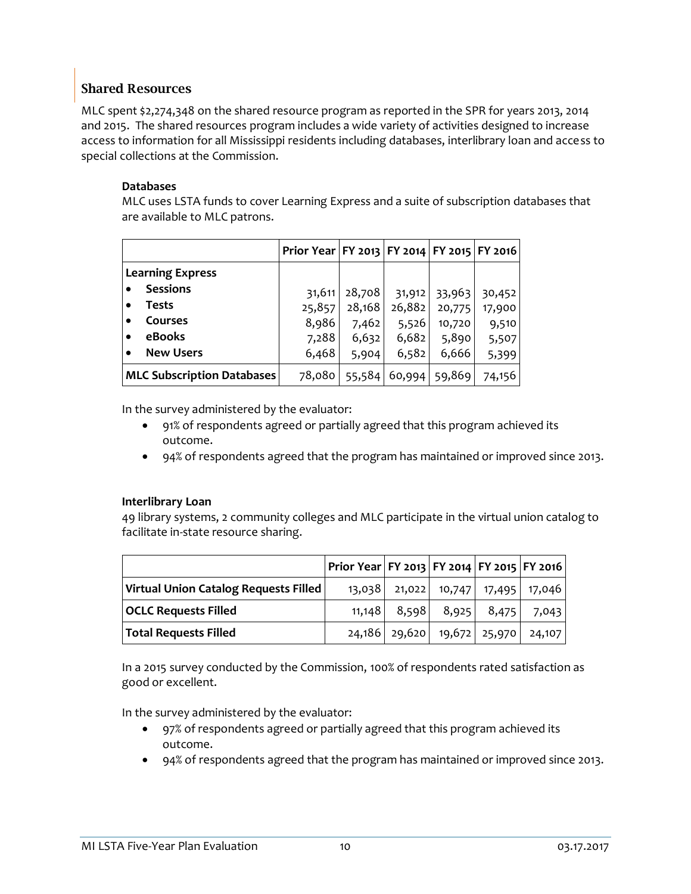## Shared Resources

MLC spent $2,274,348 on the shared resource program as reported in the SPR for years 2013, 2014 and 2015. The shared resources program includes a wide variety of activities designed to increase access to information for all Mississippi residents including databases, interlibrary loan and access to special collections at the Commission.

### Databases

MLC uses LSTA funds to cover Learning Express and a suite of subscription databases that are available to MLC patrons.

| | Prior Year | FY 2013 | FY 2014 | FY 2015 | FY 2016 |
|---|---|---|---|---|---|
| **Learning Express** | | | | | |
| • **Sessions** | 31,611 | 28,708 | 31,912 | 33,963 | 30,452 |
| • **Tests** | 25,857 | 28,168 | 26,882 | 20,775 | 17,900 |
| • **Courses** | 8,986 | 7,462 | 5,526 | 10,720 | 9,510 |
| • **eBooks** | 7,288 | 6,632 | 6,682 | 5,890 | 5,507 |
| • **New Users** | 6,468 | 5,904 | 6,582 | 6,666 | 5,399 |
| **MLC Subscription Databases** | 78,080 | 55,584 | 60,994 | 59,869 | 74,156 |

In the survey administered by the evaluator:

- 91% of respondents agreed or partially agreed that this program achieved its outcome.
- 94% of respondents agreed that the program has maintained or improved since 2013.

### Interlibrary Loan

49 library systems, 2 community colleges and MLC participate in the virtual union catalog to facilitate in-state resource sharing.

| | Prior Year | FY 2013 | FY 2014 | FY 2015 | FY 2016 |
|---|---|---|---|---|---|
| **Virtual Union Catalog Requests Filled** | 13,038 | 21,022 | 10,747 | 17,495 | 17,046 |
| **OCLC Requests Filled** | 11,148 | 8,598 | 8,925 | 8,475 | 7,043 |
| **Total Requests Filled** | 24,186 | 29,620 | 19,672 | 25,970 | 24,107 |

In a 2015 survey conducted by the Commission, 100% of respondents rated satisfaction as good or excellent.

In the survey administered by the evaluator:

- 97% of respondents agreed or partially agreed that this program achieved its outcome.
- 94% of respondents agreed that the program has maintained or improved since 2013.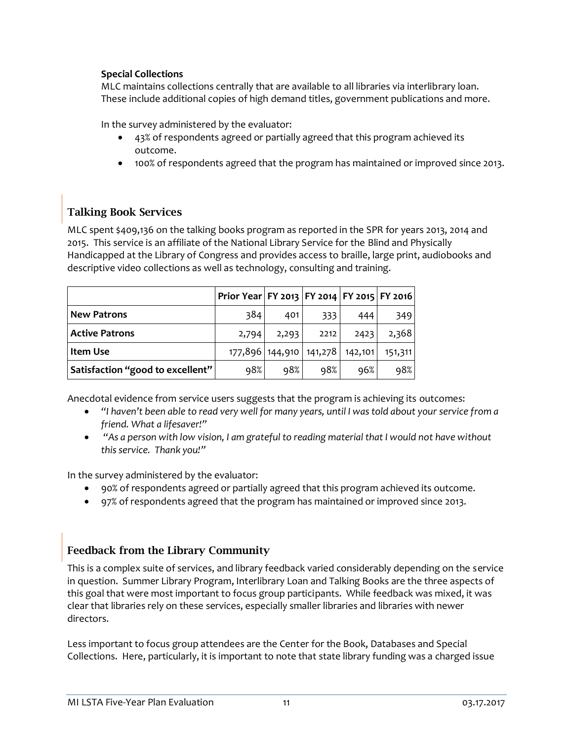**Special Collections**

MLC maintains collections centrally that are available to all libraries via interlibrary loan. These include additional copies of high demand titles, government publications and more.

In the survey administered by the evaluator:

- 43% of respondents agreed or partially agreed that this program achieved its outcome.
- 100% of respondents agreed that the program has maintained or improved since 2013.

## Talking Book Services

MLC spent $409,136 on the talking books program as reported in the SPR for years 2013, 2014 and 2015. This service is an affiliate of the National Library Service for the Blind and Physically Handicapped at the Library of Congress and provides access to braille, large print, audiobooks and descriptive video collections as well as technology, consulting and training.

| | Prior Year | FY 2013 | FY 2014 | FY 2015 | FY 2016 |
|---|---|---|---|---|---|
| **New Patrons** | 384 | 401 | 333 | 444 | 349 |
| **Active Patrons** | 2,794 | 2,293 | 2212 | 2423 | 2,368 |
| **Item Use** | 177,896 | 144,910 | 141,278 | 142,101 | 151,311 |
| **Satisfaction "good to excellent"** | 98% | 98% | 98% | 96% | 98% |

Anecdotal evidence from service users suggests that the program is achieving its outcomes:

- *"I haven't been able to read very well for many years, until I was told about your service from a friend. What a lifesaver!"*
- *"As a person with low vision, I am grateful to reading material that I would not have without this service. Thank you!"*

In the survey administered by the evaluator:

- 90% of respondents agreed or partially agreed that this program achieved its outcome.
- 97% of respondents agreed that the program has maintained or improved since 2013.

## Feedback from the Library Community

This is a complex suite of services, and library feedback varied considerably depending on the service in question. Summer Library Program, Interlibrary Loan and Talking Books are the three aspects of this goal that were most important to focus group participants. While feedback was mixed, it was clear that libraries rely on these services, especially smaller libraries and libraries with newer directors.

Less important to focus group attendees are the Center for the Book, Databases and Special Collections. Here, particularly, it is important to note that state library funding was a charged issue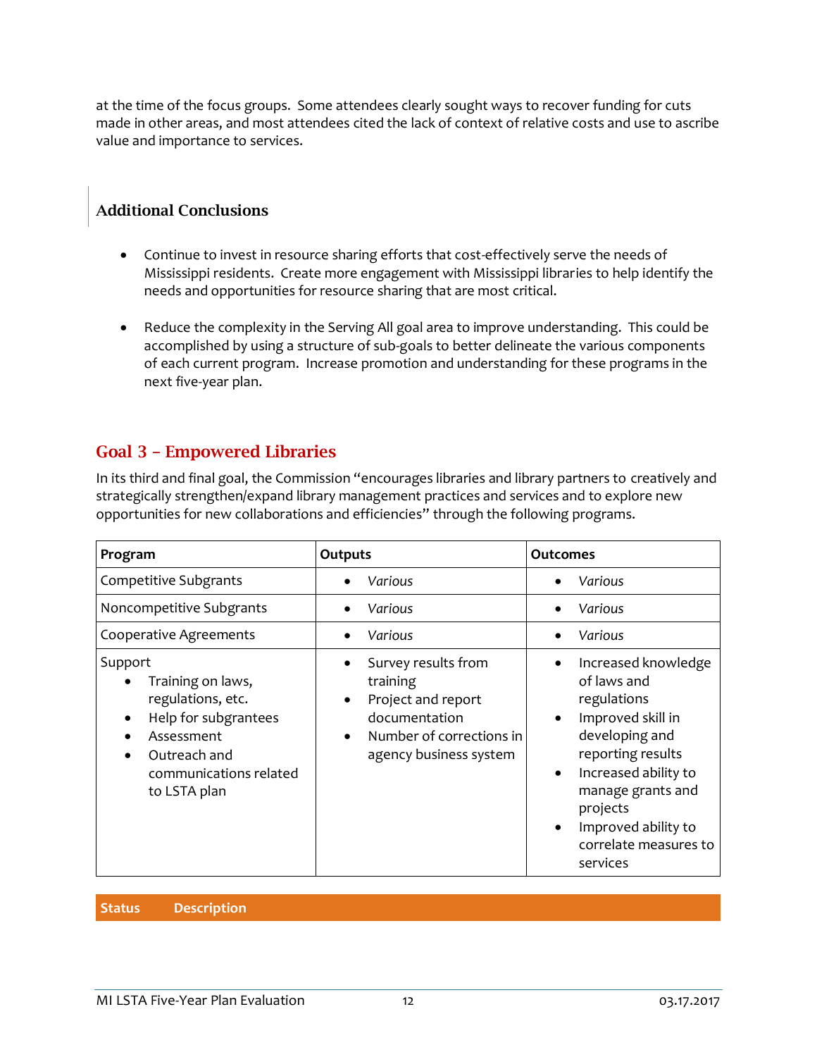at the time of the focus groups. Some attendees clearly sought ways to recover funding for cuts made in other areas, and most attendees cited the lack of context of relative costs and use to ascribe value and importance to services.

### Additional Conclusions

- Continue to invest in resource sharing efforts that cost-effectively serve the needs of Mississippi residents. Create more engagement with Mississippi libraries to help identify the needs and opportunities for resource sharing that are most critical.

- Reduce the complexity in the Serving All goal area to improve understanding. This could be accomplished by using a structure of sub-goals to better delineate the various components of each current program. Increase promotion and understanding for these programs in the next five-year plan.

## Goal 3 – Empowered Libraries

In its third and final goal, the Commission "encourages libraries and library partners to creatively and strategically strengthen/expand library management practices and services and to explore new opportunities for new collaborations and efficiencies" through the following programs.

| Program | Outputs | Outcomes |
|---|---|---|
| Competitive Subgrants | • *Various* | • *Various* |
| Noncompetitive Subgrants | • *Various* | • *Various* |
| Cooperative Agreements | • *Various* | • *Various* |
| Support<br>• Training on laws, regulations, etc.<br>• Help for subgrantees<br>• Assessment<br>• Outreach and communications related to LSTA plan | • Survey results from training<br>• Project and report documentation<br>• Number of corrections in agency business system | • Increased knowledge of laws and regulations<br>• Improved skill in developing and reporting results<br>• Increased ability to manage grants and projects<br>• Improved ability to correlate measures to services |

| Status | Description |
|---|---|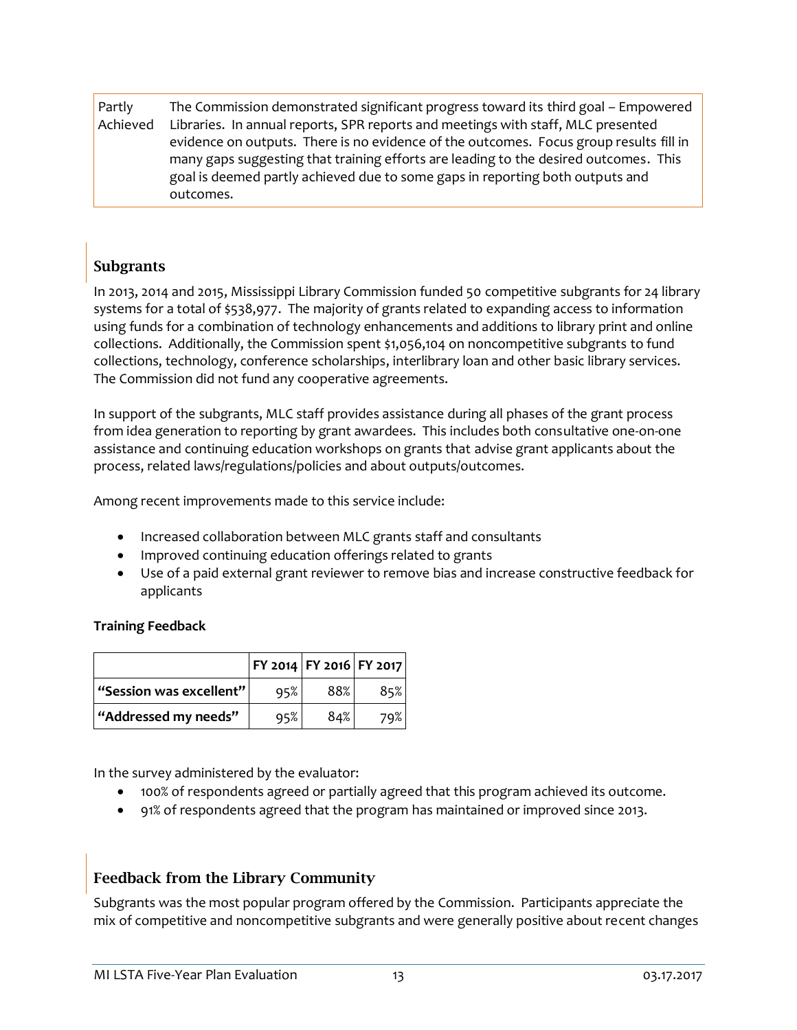| Partly Achieved | The Commission demonstrated significant progress toward its third goal – Empowered Libraries. In annual reports, SPR reports and meetings with staff, MLC presented evidence on outputs. There is no evidence of the outcomes. Focus group results fill in many gaps suggesting that training efforts are leading to the desired outcomes. This goal is deemed partly achieved due to some gaps in reporting both outputs and outcomes. |
|---|---|

## Subgrants

In 2013, 2014 and 2015, Mississippi Library Commission funded 50 competitive subgrants for 24 library systems for a total of $538,977. The majority of grants related to expanding access to information using funds for a combination of technology enhancements and additions to library print and online collections. Additionally, the Commission spent $1,056,104 on noncompetitive subgrants to fund collections, technology, conference scholarships, interlibrary loan and other basic library services. The Commission did not fund any cooperative agreements.

In support of the subgrants, MLC staff provides assistance during all phases of the grant process from idea generation to reporting by grant awardees. This includes both consultative one-on-one assistance and continuing education workshops on grants that advise grant applicants about the process, related laws/regulations/policies and about outputs/outcomes.

Among recent improvements made to this service include:

- Increased collaboration between MLC grants staff and consultants
- Improved continuing education offerings related to grants
- Use of a paid external grant reviewer to remove bias and increase constructive feedback for applicants

**Training Feedback**

| | FY 2014 | FY 2016 | FY 2017 |
|---|---|---|---|
| **"Session was excellent"** | 95% | 88% | 85% |
| **"Addressed my needs"** | 95% | 84% | 79% |

In the survey administered by the evaluator:

- 100% of respondents agreed or partially agreed that this program achieved its outcome.
- 91% of respondents agreed that the program has maintained or improved since 2013.

## Feedback from the Library Community

Subgrants was the most popular program offered by the Commission. Participants appreciate the mix of competitive and noncompetitive subgrants and were generally positive about recent changes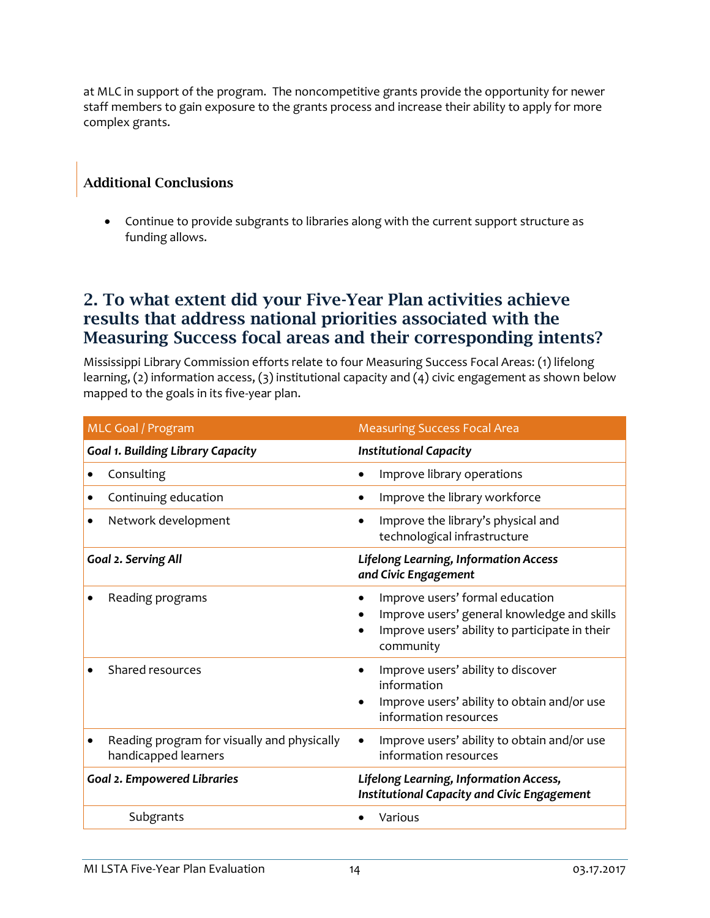at MLC in support of the program. The noncompetitive grants provide the opportunity for newer staff members to gain exposure to the grants process and increase their ability to apply for more complex grants.

### Additional Conclusions

- Continue to provide subgrants to libraries along with the current support structure as funding allows.

## 2. To what extent did your Five-Year Plan activities achieve results that address national priorities associated with the Measuring Success focal areas and their corresponding intents?

Mississippi Library Commission efforts relate to four Measuring Success Focal Areas: (1) lifelong learning, (2) information access, (3) institutional capacity and (4) civic engagement as shown below mapped to the goals in its five-year plan.

| MLC Goal / Program | Measuring Success Focal Area |
|---|---|
| ***Goal 1. Building Library Capacity*** | ***Institutional Capacity*** |
| • Consulting | • Improve library operations |
| • Continuing education | • Improve the library workforce |
| • Network development | • Improve the library's physical and technological infrastructure |
| ***Goal 2. Serving All*** | ***Lifelong Learning, Information Access and Civic Engagement*** |
| • Reading programs | • Improve users' formal education<br>• Improve users' general knowledge and skills<br>• Improve users' ability to participate in their community |
| • Shared resources | • Improve users' ability to discover information<br>• Improve users' ability to obtain and/or use information resources |
| • Reading program for visually and physically handicapped learners | • Improve users' ability to obtain and/or use information resources |
| ***Goal 2. Empowered Libraries*** | ***Lifelong Learning, Information Access, Institutional Capacity and Civic Engagement*** |
| Subgrants | • Various |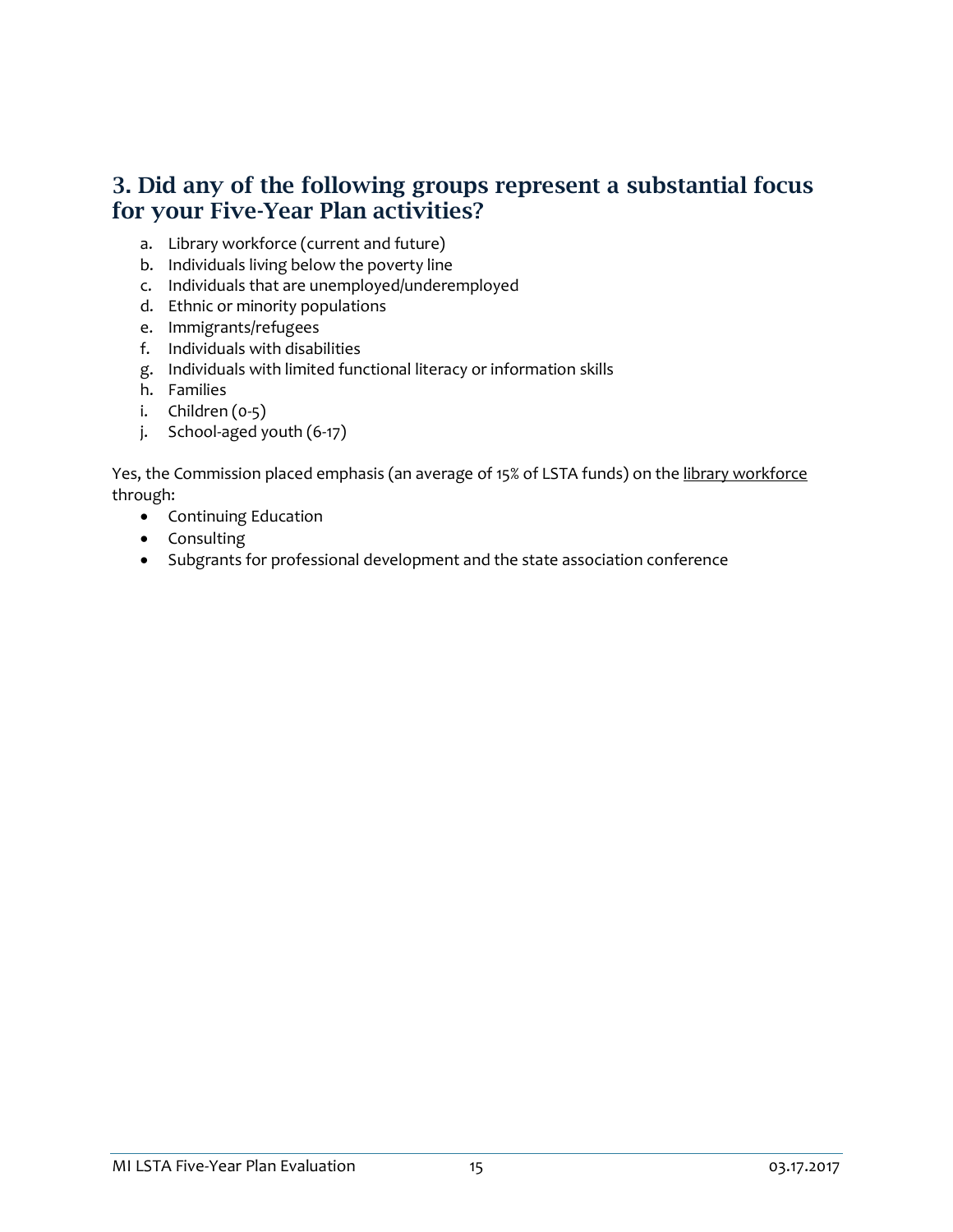## 3. Did any of the following groups represent a substantial focus for your Five-Year Plan activities?

a. Library workforce (current and future)
b. Individuals living below the poverty line
c. Individuals that are unemployed/underemployed
d. Ethnic or minority populations
e. Immigrants/refugees
f. Individuals with disabilities
g. Individuals with limited functional literacy or information skills
h. Families
i. Children (0-5)
j. School-aged youth (6-17)

Yes, the Commission placed emphasis (an average of 15% of LSTA funds) on the library workforce through:

- Continuing Education
- Consulting
- Subgrants for professional development and the state association conference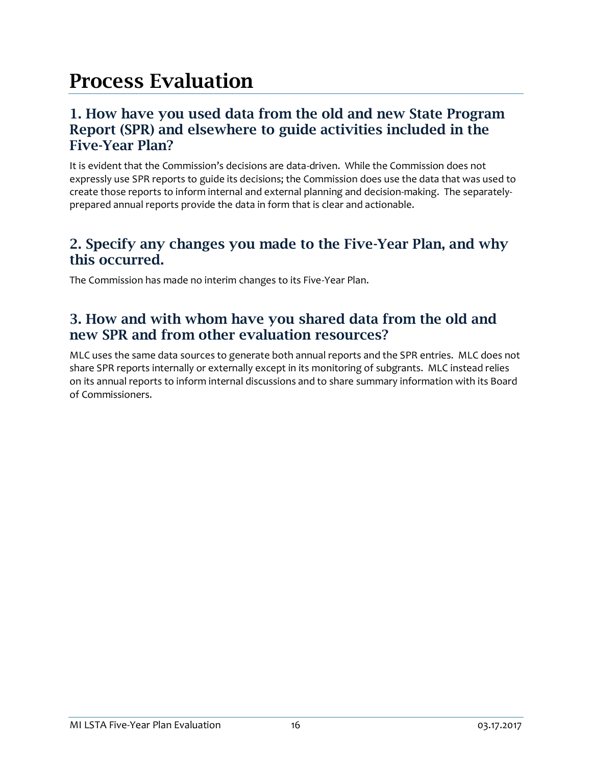# Process Evaluation

## 1. How have you used data from the old and new State Program Report (SPR) and elsewhere to guide activities included in the Five-Year Plan?

It is evident that the Commission's decisions are data-driven. While the Commission does not expressly use SPR reports to guide its decisions; the Commission does use the data that was used to create those reports to inform internal and external planning and decision-making. The separately-prepared annual reports provide the data in form that is clear and actionable.

## 2. Specify any changes you made to the Five-Year Plan, and why this occurred.

The Commission has made no interim changes to its Five-Year Plan.

## 3. How and with whom have you shared data from the old and new SPR and from other evaluation resources?

MLC uses the same data sources to generate both annual reports and the SPR entries. MLC does not share SPR reports internally or externally except in its monitoring of subgrants. MLC instead relies on its annual reports to inform internal discussions and to share summary information with its Board of Commissioners.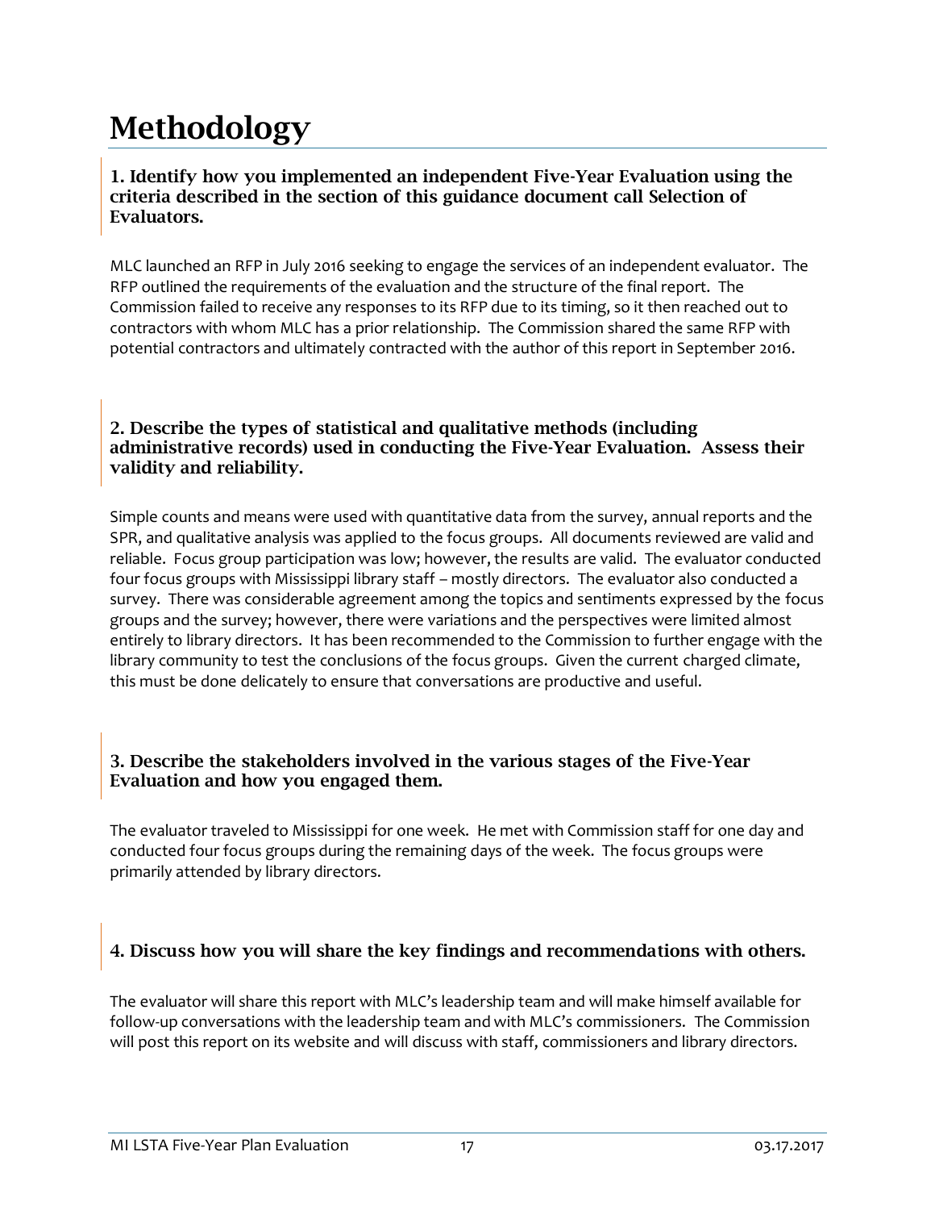# Methodology

### 1. Identify how you implemented an independent Five-Year Evaluation using the criteria described in the section of this guidance document call Selection of Evaluators.

MLC launched an RFP in July 2016 seeking to engage the services of an independent evaluator. The RFP outlined the requirements of the evaluation and the structure of the final report. The Commission failed to receive any responses to its RFP due to its timing, so it then reached out to contractors with whom MLC has a prior relationship. The Commission shared the same RFP with potential contractors and ultimately contracted with the author of this report in September 2016.

### 2. Describe the types of statistical and qualitative methods (including administrative records) used in conducting the Five-Year Evaluation. Assess their validity and reliability.

Simple counts and means were used with quantitative data from the survey, annual reports and the SPR, and qualitative analysis was applied to the focus groups. All documents reviewed are valid and reliable. Focus group participation was low; however, the results are valid. The evaluator conducted four focus groups with Mississippi library staff – mostly directors. The evaluator also conducted a survey. There was considerable agreement among the topics and sentiments expressed by the focus groups and the survey; however, there were variations and the perspectives were limited almost entirely to library directors. It has been recommended to the Commission to further engage with the library community to test the conclusions of the focus groups. Given the current charged climate, this must be done delicately to ensure that conversations are productive and useful.

### 3. Describe the stakeholders involved in the various stages of the Five-Year Evaluation and how you engaged them.

The evaluator traveled to Mississippi for one week. He met with Commission staff for one day and conducted four focus groups during the remaining days of the week. The focus groups were primarily attended by library directors.

### 4. Discuss how you will share the key findings and recommendations with others.

The evaluator will share this report with MLC's leadership team and will make himself available for follow-up conversations with the leadership team and with MLC's commissioners. The Commission will post this report on its website and will discuss with staff, commissioners and library directors.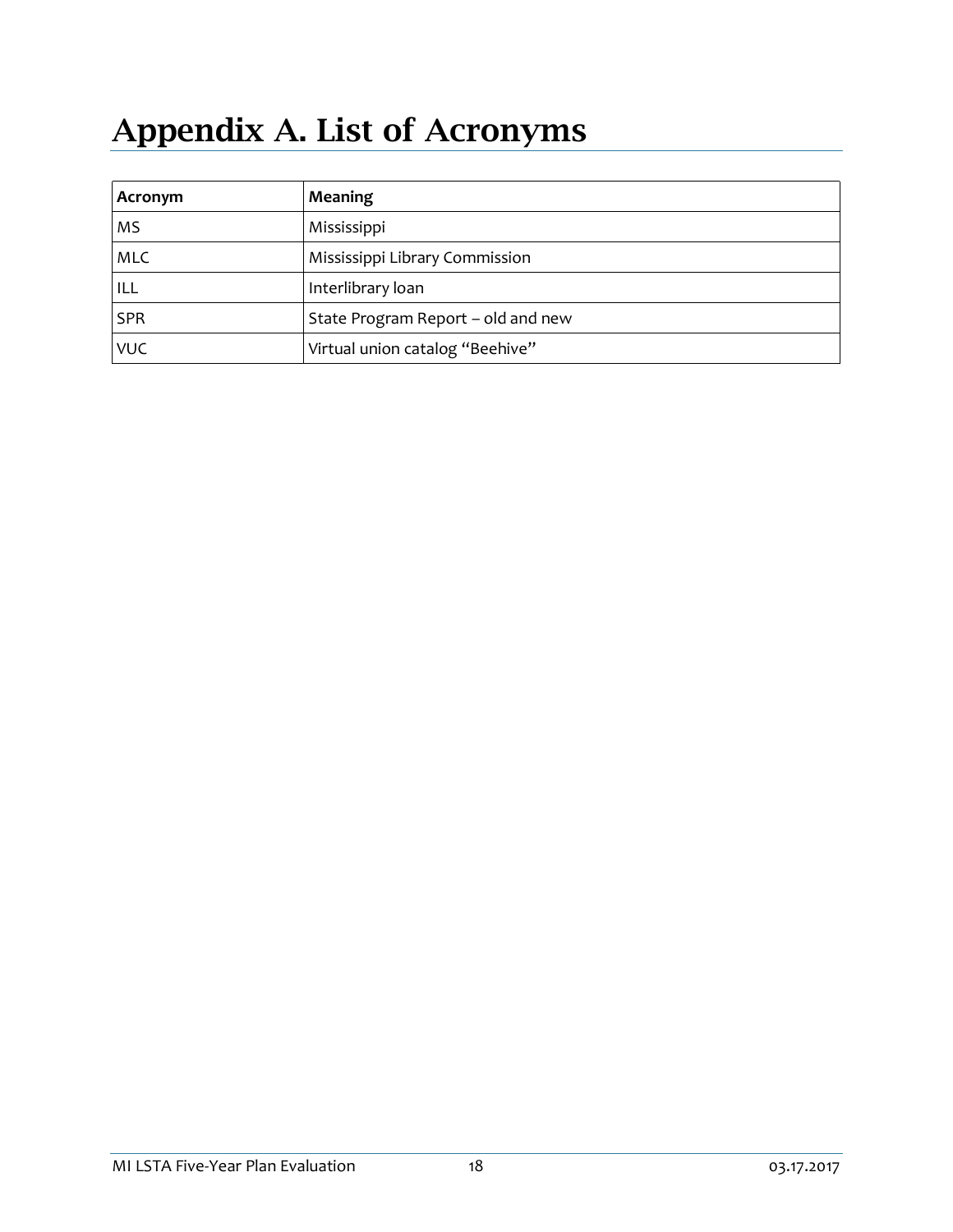# Appendix A. List of Acronyms

| Acronym | Meaning |
| --- | --- |
| MS | Mississippi |
| MLC | Mississippi Library Commission |
| ILL | Interlibrary loan |
| SPR | State Program Report – old and new |
| VUC | Virtual union catalog "Beehive" |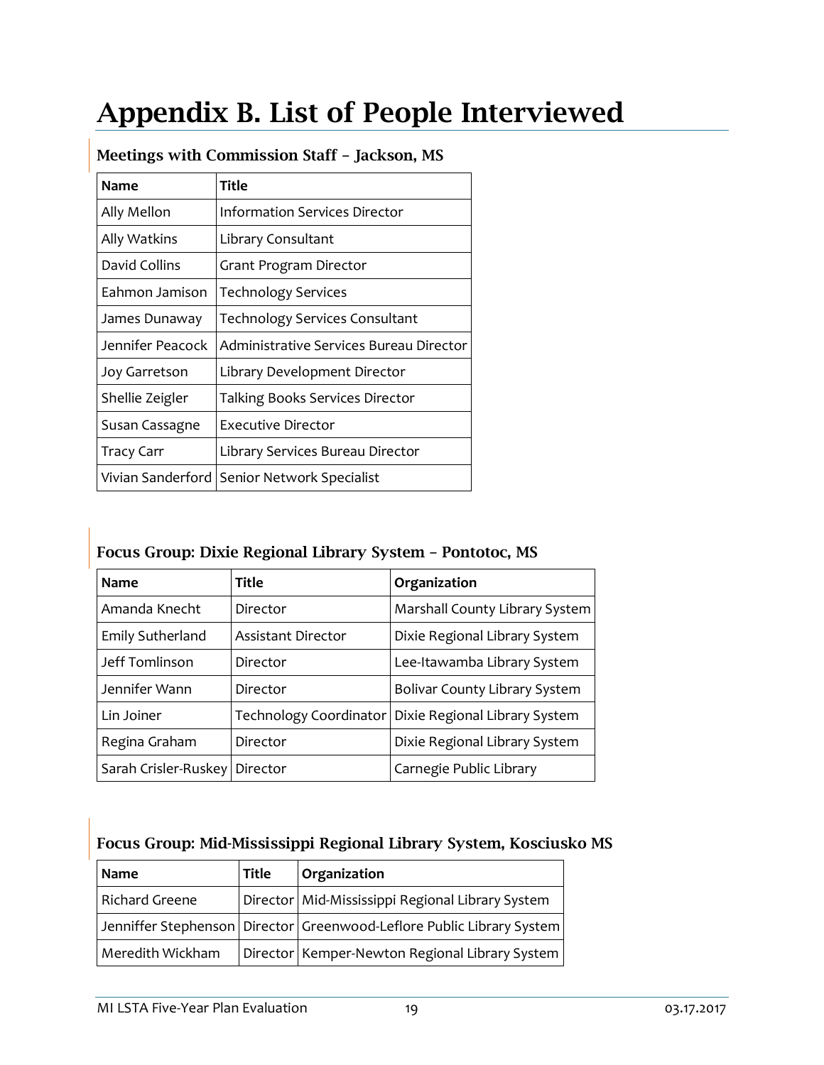# Appendix B. List of People Interviewed

### Meetings with Commission Staff – Jackson, MS

| Name | Title |
|---|---|
| Ally Mellon | Information Services Director |
| Ally Watkins | Library Consultant |
| David Collins | Grant Program Director |
| Eahmon Jamison | Technology Services |
| James Dunaway | Technology Services Consultant |
| Jennifer Peacock | Administrative Services Bureau Director |
| Joy Garretson | Library Development Director |
| Shellie Zeigler | Talking Books Services Director |
| Susan Cassagne | Executive Director |
| Tracy Carr | Library Services Bureau Director |
| Vivian Sanderford | Senior Network Specialist |

### Focus Group: Dixie Regional Library System – Pontotoc, MS

| Name | Title | Organization |
|---|---|---|
| Amanda Knecht | Director | Marshall County Library System |
| Emily Sutherland | Assistant Director | Dixie Regional Library System |
| Jeff Tomlinson | Director | Lee-Itawamba Library System |
| Jennifer Wann | Director | Bolivar County Library System |
| Lin Joiner | Technology Coordinator | Dixie Regional Library System |
| Regina Graham | Director | Dixie Regional Library System |
| Sarah Crisler-Ruskey | Director | Carnegie Public Library |

### Focus Group: Mid-Mississippi Regional Library System, Kosciusko MS

| Name | Title | Organization |
|---|---|---|
| Richard Greene | Director | Mid-Mississippi Regional Library System |
| Jenniffer Stephenson | Director | Greenwood-Leflore Public Library System |
| Meredith Wickham | Director | Kemper-Newton Regional Library System |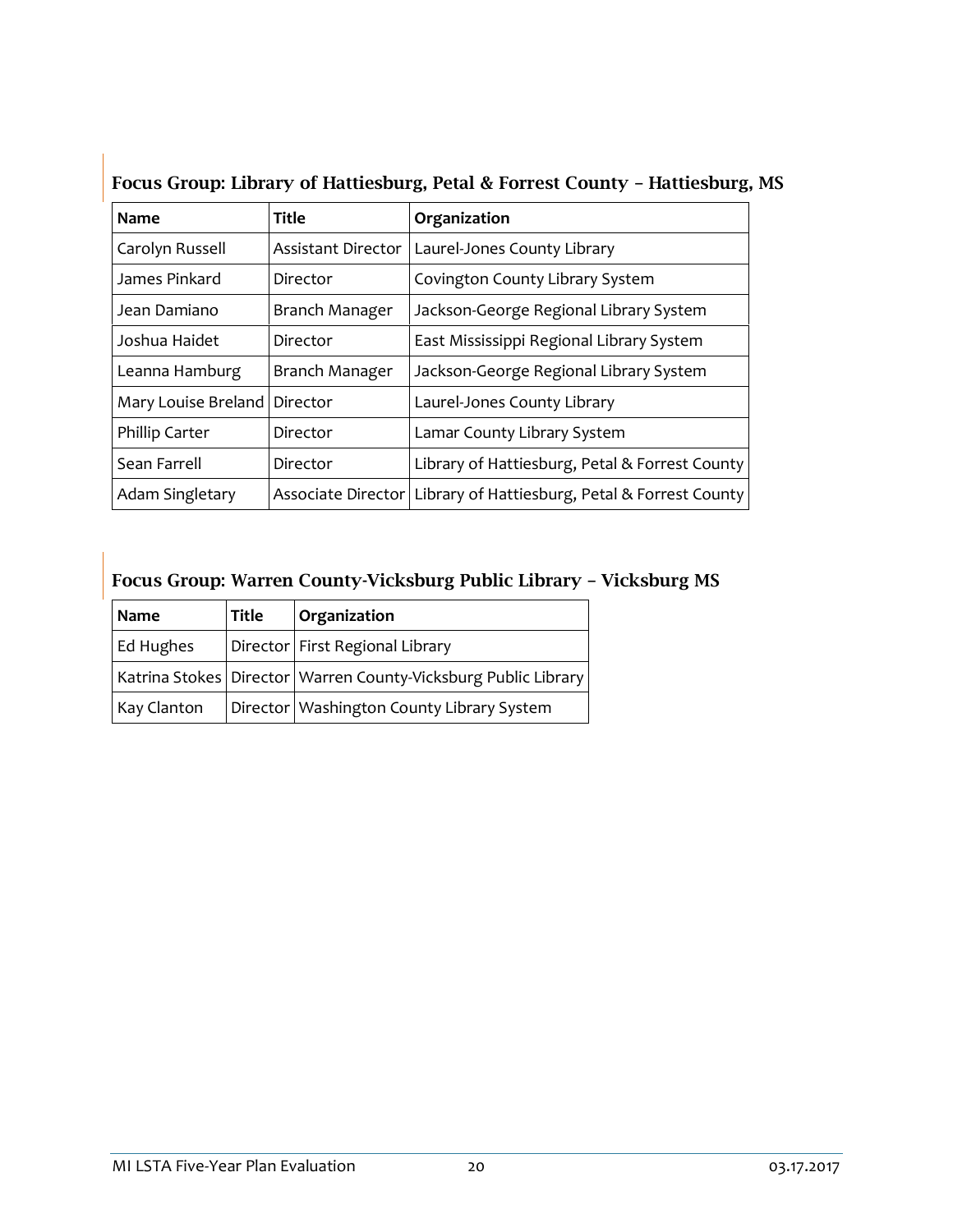### Focus Group: Library of Hattiesburg, Petal & Forrest County – Hattiesburg, MS

| Name | Title | Organization |
|---|---|---|
| Carolyn Russell | Assistant Director | Laurel-Jones County Library |
| James Pinkard | Director | Covington County Library System |
| Jean Damiano | Branch Manager | Jackson-George Regional Library System |
| Joshua Haidet | Director | East Mississippi Regional Library System |
| Leanna Hamburg | Branch Manager | Jackson-George Regional Library System |
| Mary Louise Breland | Director | Laurel-Jones County Library |
| Phillip Carter | Director | Lamar County Library System |
| Sean Farrell | Director | Library of Hattiesburg, Petal & Forrest County |
| Adam Singletary | Associate Director | Library of Hattiesburg, Petal & Forrest County |

### Focus Group: Warren County-Vicksburg Public Library – Vicksburg MS

| Name | Title | Organization |
|---|---|---|
| Ed Hughes | Director | First Regional Library |
| Katrina Stokes | Director | Warren County-Vicksburg Public Library |
| Kay Clanton | Director | Washington County Library System |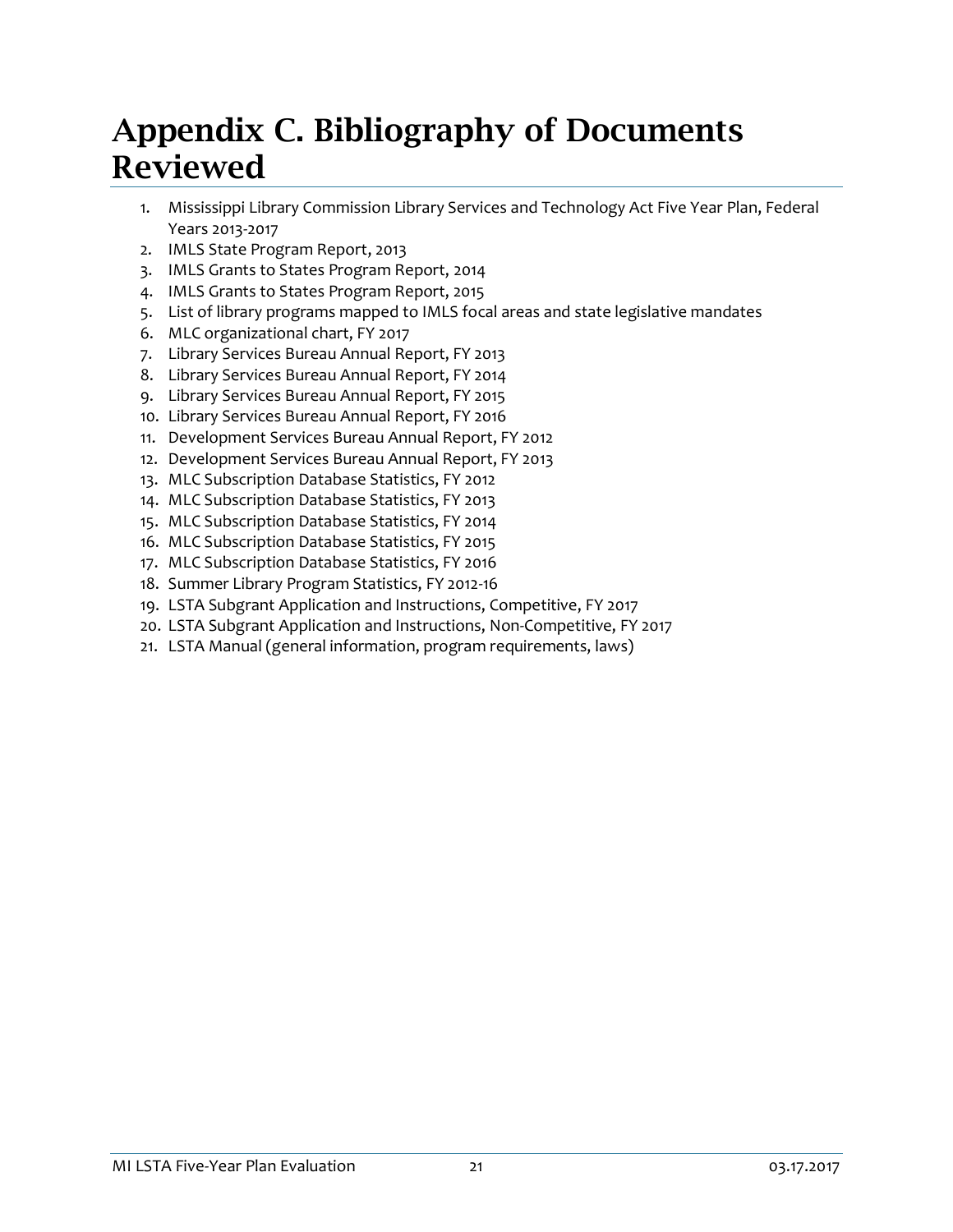# Appendix C. Bibliography of Documents Reviewed

1. Mississippi Library Commission Library Services and Technology Act Five Year Plan, Federal Years 2013-2017
2. IMLS State Program Report, 2013
3. IMLS Grants to States Program Report, 2014
4. IMLS Grants to States Program Report, 2015
5. List of library programs mapped to IMLS focal areas and state legislative mandates
6. MLC organizational chart, FY 2017
7. Library Services Bureau Annual Report, FY 2013
8. Library Services Bureau Annual Report, FY 2014
9. Library Services Bureau Annual Report, FY 2015
10. Library Services Bureau Annual Report, FY 2016
11. Development Services Bureau Annual Report, FY 2012
12. Development Services Bureau Annual Report, FY 2013
13. MLC Subscription Database Statistics, FY 2012
14. MLC Subscription Database Statistics, FY 2013
15. MLC Subscription Database Statistics, FY 2014
16. MLC Subscription Database Statistics, FY 2015
17. MLC Subscription Database Statistics, FY 2016
18. Summer Library Program Statistics, FY 2012-16
19. LSTA Subgrant Application and Instructions, Competitive, FY 2017
20. LSTA Subgrant Application and Instructions, Non-Competitive, FY 2017
21. LSTA Manual (general information, program requirements, laws)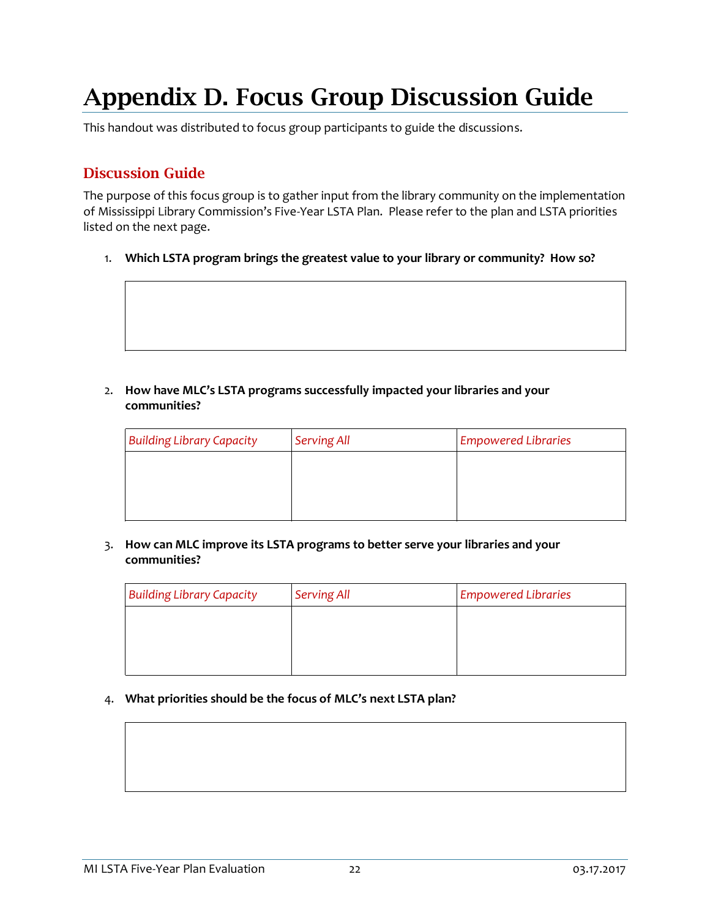# Appendix D. Focus Group Discussion Guide

This handout was distributed to focus group participants to guide the discussions.

## Discussion Guide

The purpose of this focus group is to gather input from the library community on the implementation of Mississippi Library Commission's Five-Year LSTA Plan. Please refer to the plan and LSTA priorities listed on the next page.

1. **Which LSTA program brings the greatest value to your library or community? How so?**

| |
|---|
| |

2. **How have MLC's LSTA programs successfully impacted your libraries and your communities?**

| *Building Library Capacity* | *Serving All* | *Empowered Libraries* |
|---|---|---|
| | | |

3. **How can MLC improve its LSTA programs to better serve your libraries and your communities?**

| *Building Library Capacity* | *Serving All* | *Empowered Libraries* |
|---|---|---|
| | | |

4. **What priorities should be the focus of MLC's next LSTA plan?**

| |
|---|
| |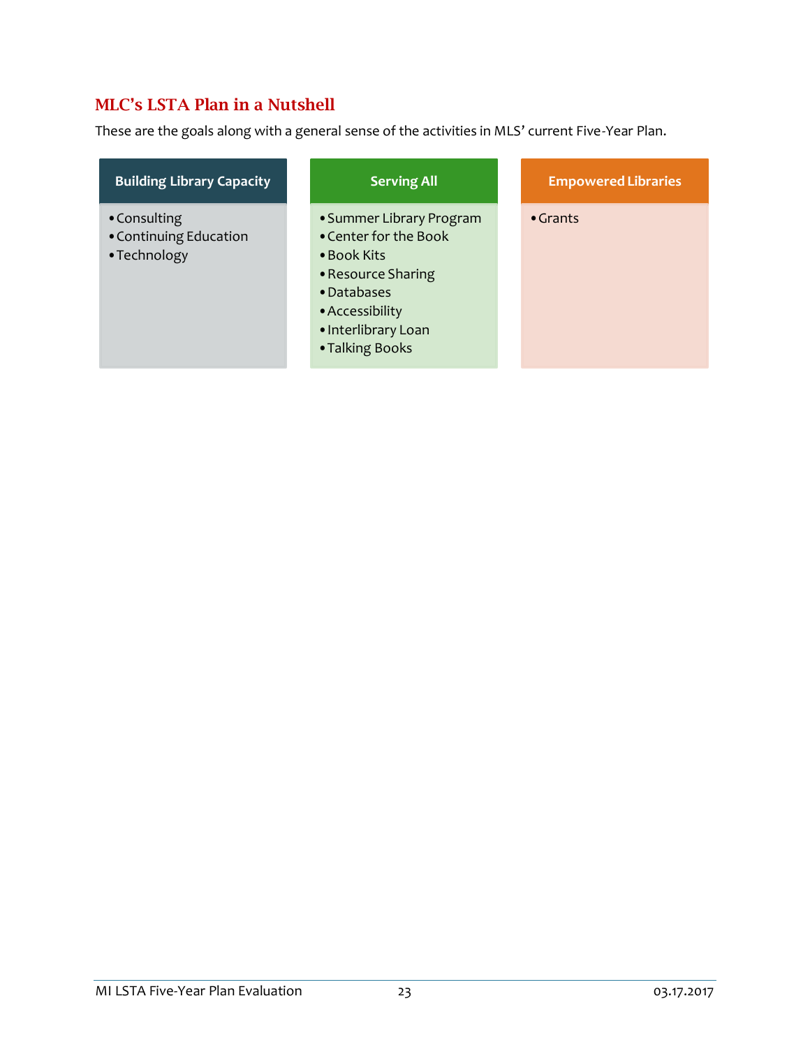## MLC's LSTA Plan in a Nutshell

These are the goals along with a general sense of the activities in MLS' current Five-Year Plan.

| Building Library Capacity | Serving All | Empowered Libraries |
|---|---|---|
| • Consulting<br>• Continuing Education<br>• Technology | • Summer Library Program<br>• Center for the Book<br>• Book Kits<br>• Resource Sharing<br>• Databases<br>• Accessibility<br>• Interlibrary Loan<br>• Talking Books | • Grants |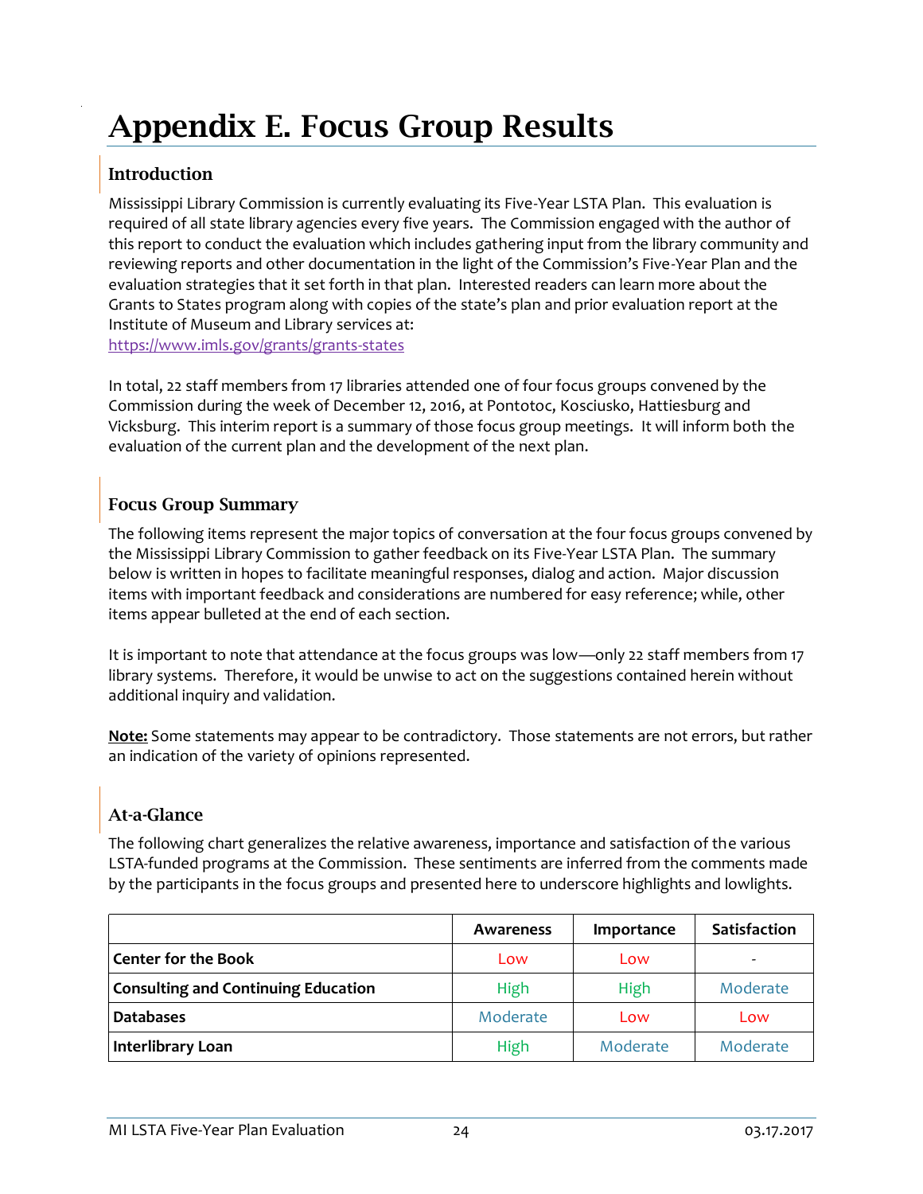# Appendix E. Focus Group Results

## Introduction

Mississippi Library Commission is currently evaluating its Five-Year LSTA Plan. This evaluation is required of all state library agencies every five years. The Commission engaged with the author of this report to conduct the evaluation which includes gathering input from the library community and reviewing reports and other documentation in the light of the Commission's Five-Year Plan and the evaluation strategies that it set forth in that plan. Interested readers can learn more about the Grants to States program along with copies of the state's plan and prior evaluation report at the Institute of Museum and Library services at:
https://www.imls.gov/grants/grants-states

In total, 22 staff members from 17 libraries attended one of four focus groups convened by the Commission during the week of December 12, 2016, at Pontotoc, Kosciusko, Hattiesburg and Vicksburg. This interim report is a summary of those focus group meetings. It will inform both the evaluation of the current plan and the development of the next plan.

## Focus Group Summary

The following items represent the major topics of conversation at the four focus groups convened by the Mississippi Library Commission to gather feedback on its Five-Year LSTA Plan. The summary below is written in hopes to facilitate meaningful responses, dialog and action. Major discussion items with important feedback and considerations are numbered for easy reference; while, other items appear bulleted at the end of each section.

It is important to note that attendance at the focus groups was low—only 22 staff members from 17 library systems. Therefore, it would be unwise to act on the suggestions contained herein without additional inquiry and validation.

**Note:** Some statements may appear to be contradictory. Those statements are not errors, but rather an indication of the variety of opinions represented.

## At-a-Glance

The following chart generalizes the relative awareness, importance and satisfaction of the various LSTA-funded programs at the Commission. These sentiments are inferred from the comments made by the participants in the focus groups and presented here to underscore highlights and lowlights.

| | Awareness | Importance | Satisfaction |
|---|---|---|---|
| **Center for the Book** | Low | Low | - |
| **Consulting and Continuing Education** | High | High | Moderate |
| **Databases** | Moderate | Low | Low |
| **Interlibrary Loan** | High | Moderate | Moderate |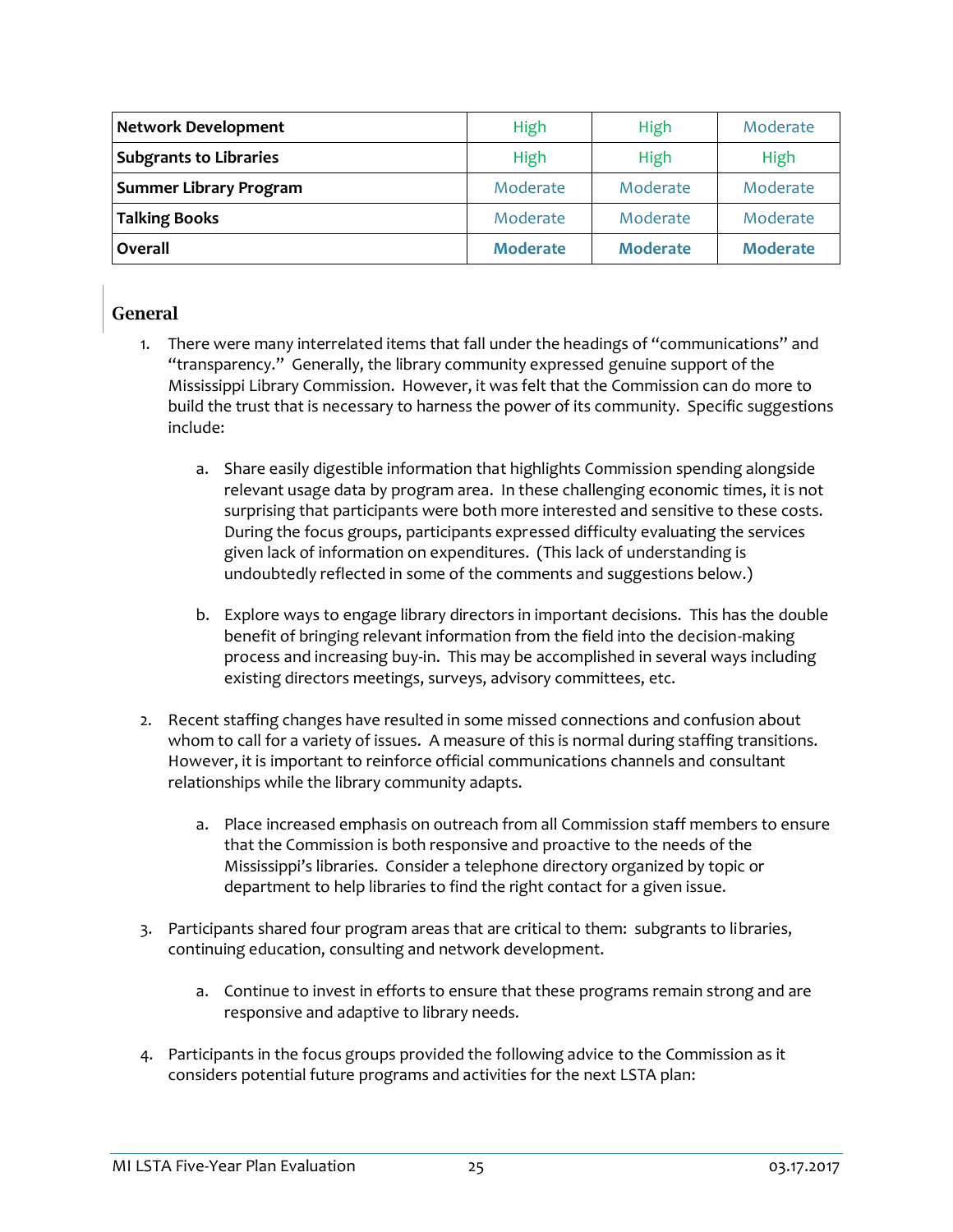| Network Development | High | High | Moderate |
|---|---|---|---|
| Subgrants to Libraries | High | High | High |
| Summer Library Program | Moderate | Moderate | Moderate |
| Talking Books | Moderate | Moderate | Moderate |
| **Overall** | **Moderate** | **Moderate** | **Moderate** |

## General

1. There were many interrelated items that fall under the headings of "communications" and "transparency." Generally, the library community expressed genuine support of the Mississippi Library Commission. However, it was felt that the Commission can do more to build the trust that is necessary to harness the power of its community. Specific suggestions include:

   a. Share easily digestible information that highlights Commission spending alongside relevant usage data by program area. In these challenging economic times, it is not surprising that participants were both more interested and sensitive to these costs. During the focus groups, participants expressed difficulty evaluating the services given lack of information on expenditures. (This lack of understanding is undoubtedly reflected in some of the comments and suggestions below.)

   b. Explore ways to engage library directors in important decisions. This has the double benefit of bringing relevant information from the field into the decision-making process and increasing buy-in. This may be accomplished in several ways including existing directors meetings, surveys, advisory committees, etc.

2. Recent staffing changes have resulted in some missed connections and confusion about whom to call for a variety of issues. A measure of this is normal during staffing transitions. However, it is important to reinforce official communications channels and consultant relationships while the library community adapts.

   a. Place increased emphasis on outreach from all Commission staff members to ensure that the Commission is both responsive and proactive to the needs of the Mississippi's libraries. Consider a telephone directory organized by topic or department to help libraries to find the right contact for a given issue.

3. Participants shared four program areas that are critical to them: subgrants to libraries, continuing education, consulting and network development.

   a. Continue to invest in efforts to ensure that these programs remain strong and are responsive and adaptive to library needs.

4. Participants in the focus groups provided the following advice to the Commission as it considers potential future programs and activities for the next LSTA plan: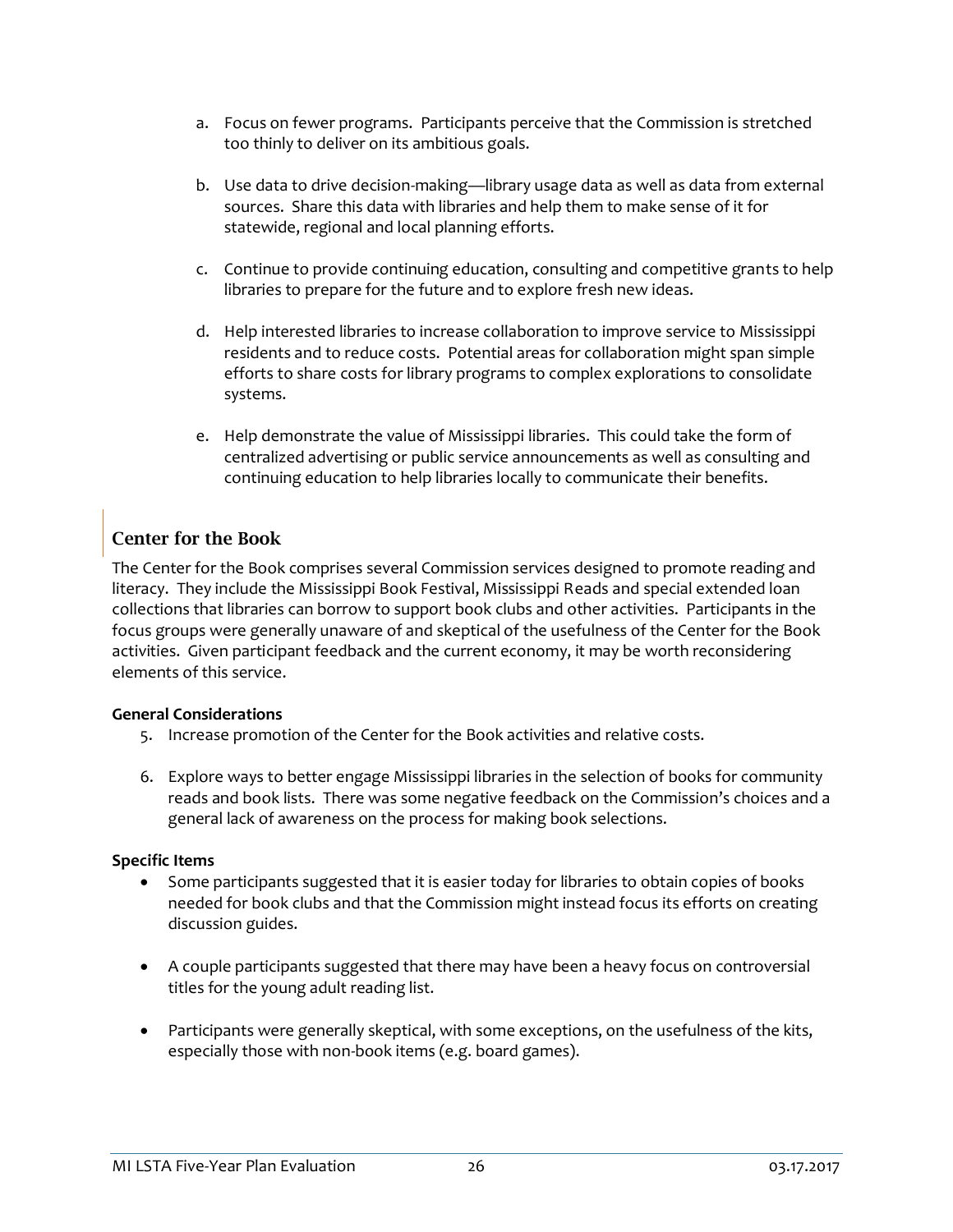a. Focus on fewer programs. Participants perceive that the Commission is stretched too thinly to deliver on its ambitious goals.

b. Use data to drive decision-making—library usage data as well as data from external sources. Share this data with libraries and help them to make sense of it for statewide, regional and local planning efforts.

c. Continue to provide continuing education, consulting and competitive grants to help libraries to prepare for the future and to explore fresh new ideas.

d. Help interested libraries to increase collaboration to improve service to Mississippi residents and to reduce costs. Potential areas for collaboration might span simple efforts to share costs for library programs to complex explorations to consolidate systems.

e. Help demonstrate the value of Mississippi libraries. This could take the form of centralized advertising or public service announcements as well as consulting and continuing education to help libraries locally to communicate their benefits.

## Center for the Book

The Center for the Book comprises several Commission services designed to promote reading and literacy. They include the Mississippi Book Festival, Mississippi Reads and special extended loan collections that libraries can borrow to support book clubs and other activities. Participants in the focus groups were generally unaware of and skeptical of the usefulness of the Center for the Book activities. Given participant feedback and the current economy, it may be worth reconsidering elements of this service.

**General Considerations**

5. Increase promotion of the Center for the Book activities and relative costs.

6. Explore ways to better engage Mississippi libraries in the selection of books for community reads and book lists. There was some negative feedback on the Commission's choices and a general lack of awareness on the process for making book selections.

**Specific Items**

- Some participants suggested that it is easier today for libraries to obtain copies of books needed for book clubs and that the Commission might instead focus its efforts on creating discussion guides.

- A couple participants suggested that there may have been a heavy focus on controversial titles for the young adult reading list.

- Participants were generally skeptical, with some exceptions, on the usefulness of the kits, especially those with non-book items (e.g. board games).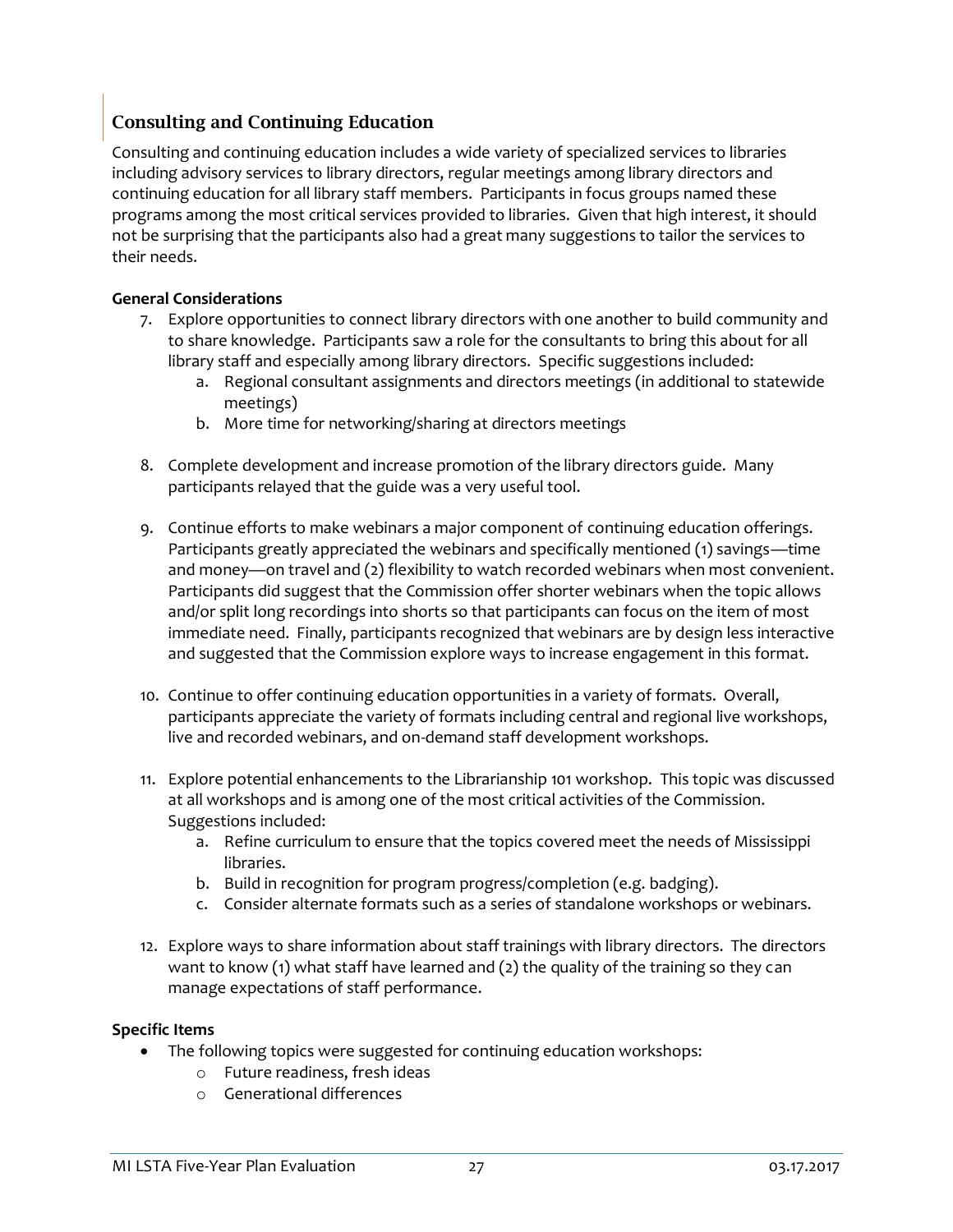## Consulting and Continuing Education

Consulting and continuing education includes a wide variety of specialized services to libraries including advisory services to library directors, regular meetings among library directors and continuing education for all library staff members. Participants in focus groups named these programs among the most critical services provided to libraries. Given that high interest, it should not be surprising that the participants also had a great many suggestions to tailor the services to their needs.

**General Considerations**

7. Explore opportunities to connect library directors with one another to build community and to share knowledge. Participants saw a role for the consultants to bring this about for all library staff and especially among library directors. Specific suggestions included:
   a. Regional consultant assignments and directors meetings (in additional to statewide meetings)
   b. More time for networking/sharing at directors meetings

8. Complete development and increase promotion of the library directors guide. Many participants relayed that the guide was a very useful tool.

9. Continue efforts to make webinars a major component of continuing education offerings. Participants greatly appreciated the webinars and specifically mentioned (1) savings—time and money—on travel and (2) flexibility to watch recorded webinars when most convenient. Participants did suggest that the Commission offer shorter webinars when the topic allows and/or split long recordings into shorts so that participants can focus on the item of most immediate need. Finally, participants recognized that webinars are by design less interactive and suggested that the Commission explore ways to increase engagement in this format.

10. Continue to offer continuing education opportunities in a variety of formats. Overall, participants appreciate the variety of formats including central and regional live workshops, live and recorded webinars, and on-demand staff development workshops.

11. Explore potential enhancements to the Librarianship 101 workshop. This topic was discussed at all workshops and is among one of the most critical activities of the Commission. Suggestions included:
    a. Refine curriculum to ensure that the topics covered meet the needs of Mississippi libraries.
    b. Build in recognition for program progress/completion (e.g. badging).
    c. Consider alternate formats such as a series of standalone workshops or webinars.

12. Explore ways to share information about staff trainings with library directors. The directors want to know (1) what staff have learned and (2) the quality of the training so they can manage expectations of staff performance.

**Specific Items**

- The following topics were suggested for continuing education workshops:
  - Future readiness, fresh ideas
  - Generational differences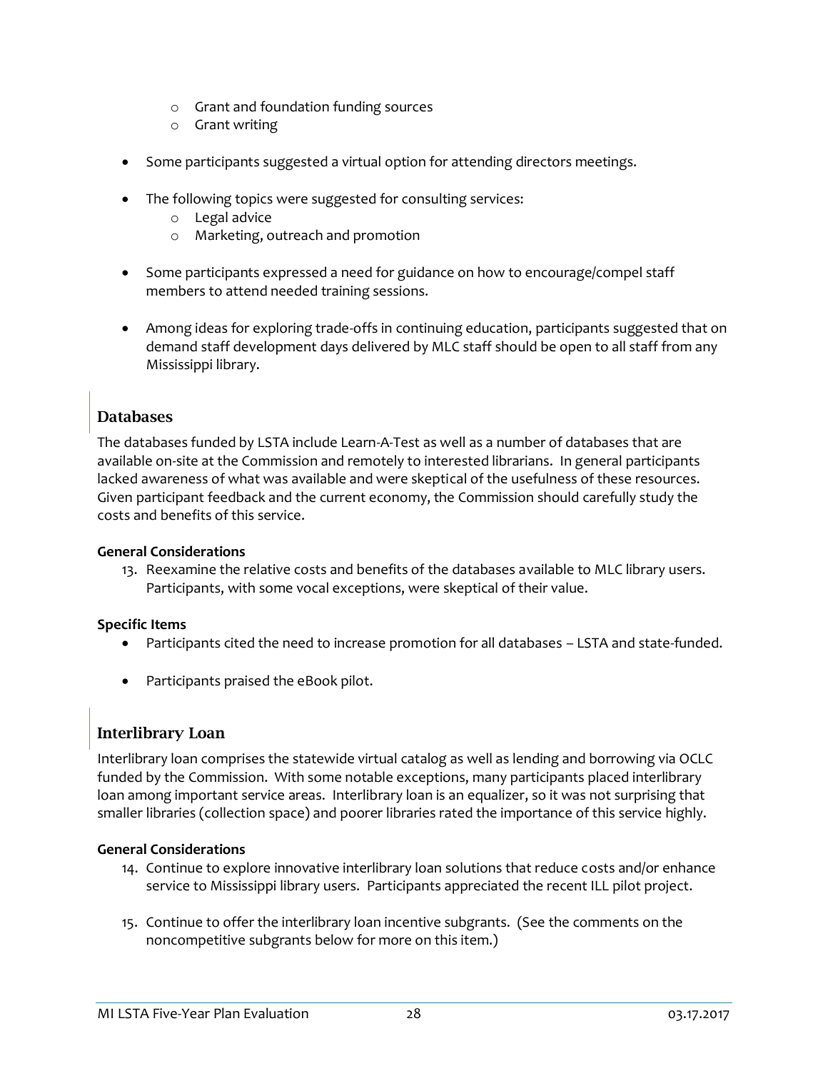- Grant and foundation funding sources
  - Grant writing

- Some participants suggested a virtual option for attending directors meetings.

- The following topics were suggested for consulting services:
  - Legal advice
  - Marketing, outreach and promotion

- Some participants expressed a need for guidance on how to encourage/compel staff members to attend needed training sessions.

- Among ideas for exploring trade-offs in continuing education, participants suggested that on demand staff development days delivered by MLC staff should be open to all staff from any Mississippi library.

## Databases

The databases funded by LSTA include Learn-A-Test as well as a number of databases that are available on-site at the Commission and remotely to interested librarians. In general participants lacked awareness of what was available and were skeptical of the usefulness of these resources. Given participant feedback and the current economy, the Commission should carefully study the costs and benefits of this service.

**General Considerations**

13. Reexamine the relative costs and benefits of the databases available to MLC library users. Participants, with some vocal exceptions, were skeptical of their value.

**Specific Items**

- Participants cited the need to increase promotion for all databases – LSTA and state-funded.

- Participants praised the eBook pilot.

## Interlibrary Loan

Interlibrary loan comprises the statewide virtual catalog as well as lending and borrowing via OCLC funded by the Commission. With some notable exceptions, many participants placed interlibrary loan among important service areas. Interlibrary loan is an equalizer, so it was not surprising that smaller libraries (collection space) and poorer libraries rated the importance of this service highly.

**General Considerations**

14. Continue to explore innovative interlibrary loan solutions that reduce costs and/or enhance service to Mississippi library users. Participants appreciated the recent ILL pilot project.

15. Continue to offer the interlibrary loan incentive subgrants. (See the comments on the noncompetitive subgrants below for more on this item.)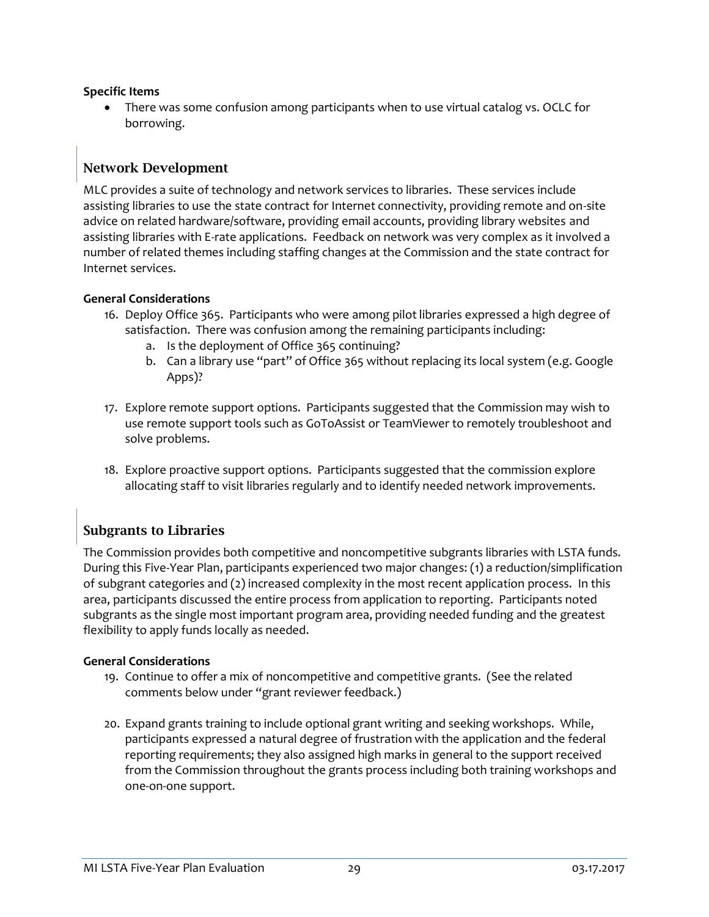**Specific Items**

- There was some confusion among participants when to use virtual catalog vs. OCLC for borrowing.

## Network Development

MLC provides a suite of technology and network services to libraries. These services include assisting libraries to use the state contract for Internet connectivity, providing remote and on-site advice on related hardware/software, providing email accounts, providing library websites and assisting libraries with E-rate applications. Feedback on network was very complex as it involved a number of related themes including staffing changes at the Commission and the state contract for Internet services.

**General Considerations**

16. Deploy Office 365. Participants who were among pilot libraries expressed a high degree of satisfaction. There was confusion among the remaining participants including:
    a. Is the deployment of Office 365 continuing?
    b. Can a library use "part" of Office 365 without replacing its local system (e.g. Google Apps)?

17. Explore remote support options. Participants suggested that the Commission may wish to use remote support tools such as GoToAssist or TeamViewer to remotely troubleshoot and solve problems.

18. Explore proactive support options. Participants suggested that the commission explore allocating staff to visit libraries regularly and to identify needed network improvements.

## Subgrants to Libraries

The Commission provides both competitive and noncompetitive subgrants libraries with LSTA funds. During this Five-Year Plan, participants experienced two major changes: (1) a reduction/simplification of subgrant categories and (2) increased complexity in the most recent application process. In this area, participants discussed the entire process from application to reporting. Participants noted subgrants as the single most important program area, providing needed funding and the greatest flexibility to apply funds locally as needed.

**General Considerations**

19. Continue to offer a mix of noncompetitive and competitive grants. (See the related comments below under "grant reviewer feedback.)

20. Expand grants training to include optional grant writing and seeking workshops. While, participants expressed a natural degree of frustration with the application and the federal reporting requirements; they also assigned high marks in general to the support received from the Commission throughout the grants process including both training workshops and one-on-one support.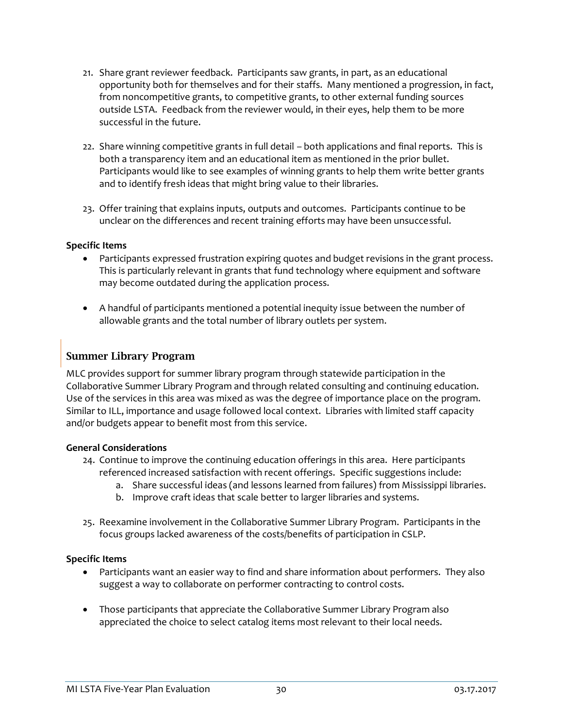21. Share grant reviewer feedback. Participants saw grants, in part, as an educational opportunity both for themselves and for their staffs. Many mentioned a progression, in fact, from noncompetitive grants, to competitive grants, to other external funding sources outside LSTA. Feedback from the reviewer would, in their eyes, help them to be more successful in the future.

22. Share winning competitive grants in full detail – both applications and final reports. This is both a transparency item and an educational item as mentioned in the prior bullet. Participants would like to see examples of winning grants to help them write better grants and to identify fresh ideas that might bring value to their libraries.

23. Offer training that explains inputs, outputs and outcomes. Participants continue to be unclear on the differences and recent training efforts may have been unsuccessful.

**Specific Items**

- Participants expressed frustration expiring quotes and budget revisions in the grant process. This is particularly relevant in grants that fund technology where equipment and software may become outdated during the application process.

- A handful of participants mentioned a potential inequity issue between the number of allowable grants and the total number of library outlets per system.

## Summer Library Program

MLC provides support for summer library program through statewide participation in the Collaborative Summer Library Program and through related consulting and continuing education. Use of the services in this area was mixed as was the degree of importance place on the program. Similar to ILL, importance and usage followed local context. Libraries with limited staff capacity and/or budgets appear to benefit most from this service.

**General Considerations**

24. Continue to improve the continuing education offerings in this area. Here participants referenced increased satisfaction with recent offerings. Specific suggestions include:
    a. Share successful ideas (and lessons learned from failures) from Mississippi libraries.
    b. Improve craft ideas that scale better to larger libraries and systems.

25. Reexamine involvement in the Collaborative Summer Library Program. Participants in the focus groups lacked awareness of the costs/benefits of participation in CSLP.

**Specific Items**

- Participants want an easier way to find and share information about performers. They also suggest a way to collaborate on performer contracting to control costs.

- Those participants that appreciate the Collaborative Summer Library Program also appreciated the choice to select catalog items most relevant to their local needs.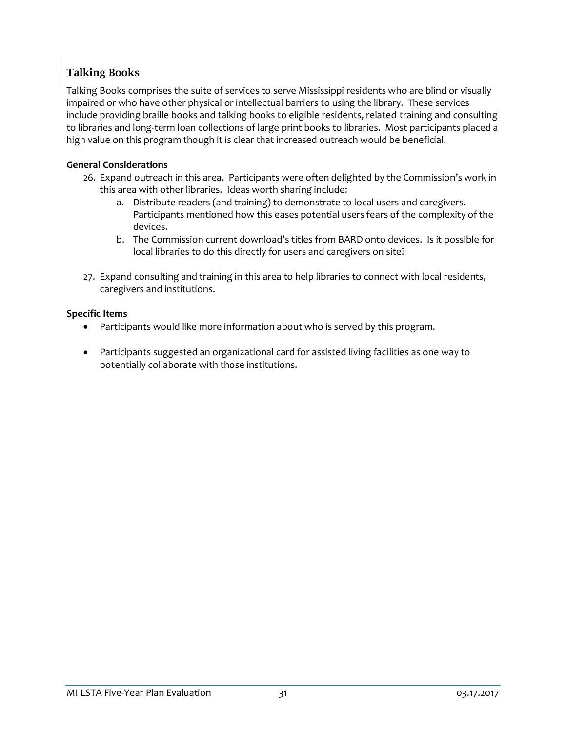## Talking Books

Talking Books comprises the suite of services to serve Mississippi residents who are blind or visually impaired or who have other physical or intellectual barriers to using the library. These services include providing braille books and talking books to eligible residents, related training and consulting to libraries and long-term loan collections of large print books to libraries. Most participants placed a high value on this program though it is clear that increased outreach would be beneficial.

**General Considerations**

26. Expand outreach in this area. Participants were often delighted by the Commission's work in this area with other libraries. Ideas worth sharing include:
    a. Distribute readers (and training) to demonstrate to local users and caregivers. Participants mentioned how this eases potential users fears of the complexity of the devices.
    b. The Commission current download's titles from BARD onto devices. Is it possible for local libraries to do this directly for users and caregivers on site?

27. Expand consulting and training in this area to help libraries to connect with local residents, caregivers and institutions.

**Specific Items**

- Participants would like more information about who is served by this program.
- Participants suggested an organizational card for assisted living facilities as one way to potentially collaborate with those institutions.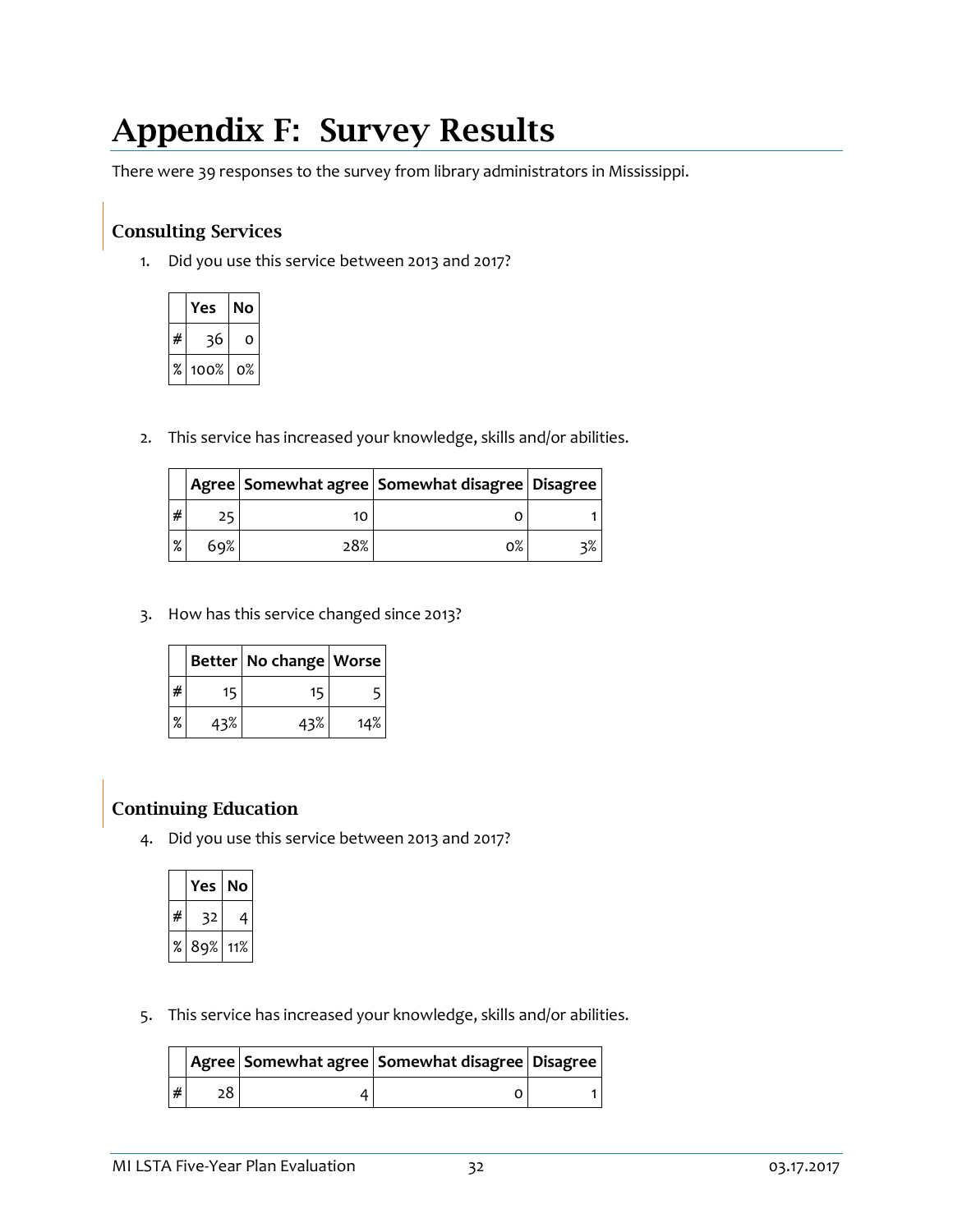# Appendix F: Survey Results

There were 39 responses to the survey from library administrators in Mississippi.

## Consulting Services

1. Did you use this service between 2013 and 2017?

| | Yes | No |
|---|---|---|
| # | 36 | 0 |
| % | 100% | 0% |

2. This service has increased your knowledge, skills and/or abilities.

| | Agree | Somewhat agree | Somewhat disagree | Disagree |
|---|---|---|---|---|
| # | 25 | 10 | 0 | 1 |
| % | 69% | 28% | 0% | 3% |

3. How has this service changed since 2013?

| | Better | No change | Worse |
|---|---|---|---|
| # | 15 | 15 | 5 |
| % | 43% | 43% | 14% |

## Continuing Education

4. Did you use this service between 2013 and 2017?

| | Yes | No |
|---|---|---|
| # | 32 | 4 |
| % | 89% | 11% |

5. This service has increased your knowledge, skills and/or abilities.

| | Agree | Somewhat agree | Somewhat disagree | Disagree |
|---|---|---|---|---|
| # | 28 | 4 | 0 | 1 |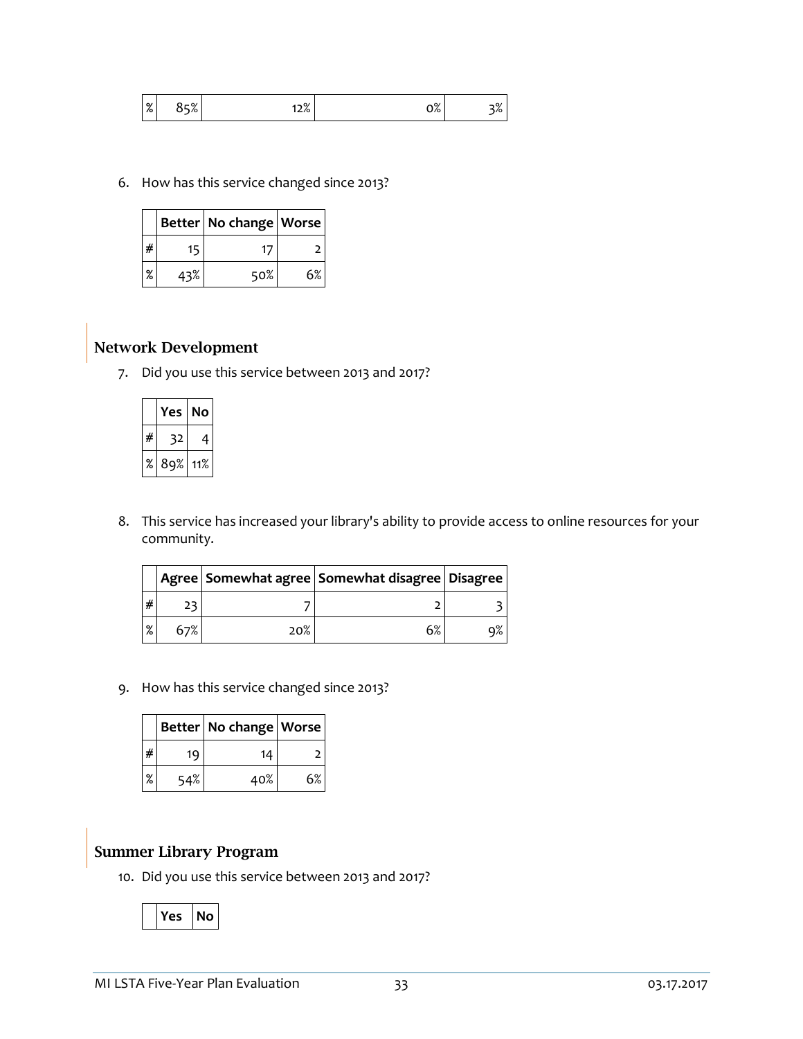| % | 85% | 12% | 0% | 3% |
|---|---|---|---|---|

6. How has this service changed since 2013?

| | Better | No change | Worse |
|---|---|---|---|
| # | 15 | 17 | 2 |
| % | 43% | 50% | 6% |

## Network Development

7. Did you use this service between 2013 and 2017?

| | Yes | No |
|---|---|---|
| # | 32 | 4 |
| % | 89% | 11% |

8. This service has increased your library's ability to provide access to online resources for your community.

| | Agree | Somewhat agree | Somewhat disagree | Disagree |
|---|---|---|---|---|
| # | 23 | 7 | 2 | 3 |
| % | 67% | 20% | 6% | 9% |

9. How has this service changed since 2013?

| | Better | No change | Worse |
|---|---|---|---|
| # | 19 | 14 | 2 |
| % | 54% | 40% | 6% |

## Summer Library Program

10. Did you use this service between 2013 and 2017?

| | Yes | No |
|---|---|---|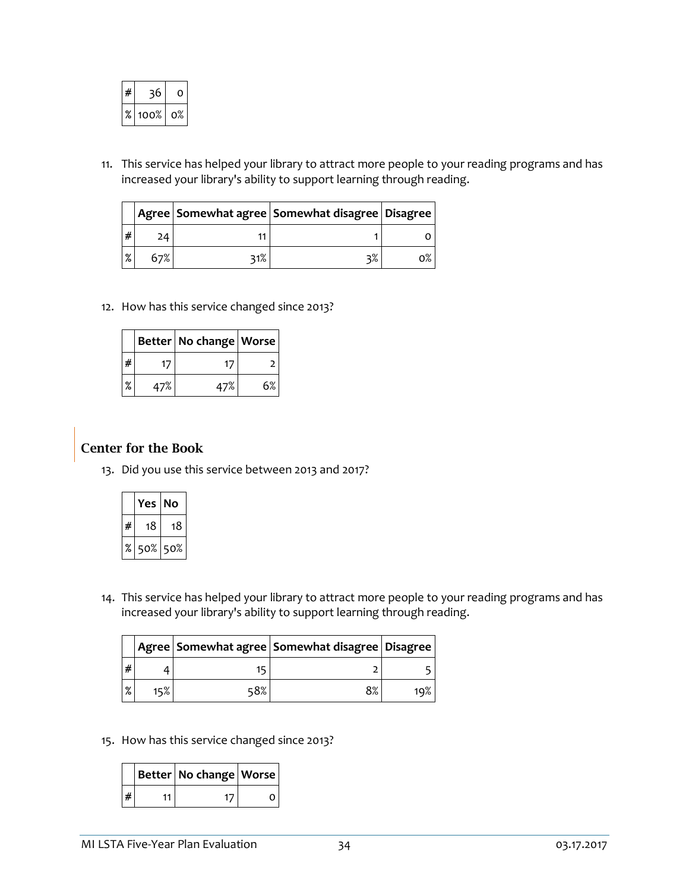| | | |
|---|---|---|
| # | 36 | 0 |
| % | 100% | 0% |

11. This service has helped your library to attract more people to your reading programs and has increased your library's ability to support learning through reading.

| | Agree | Somewhat agree | Somewhat disagree | Disagree |
|---|---|---|---|---|
| # | 24 | 11 | 1 | 0 |
| % | 67% | 31% | 3% | 0% |

12. How has this service changed since 2013?

| | Better | No change | Worse |
|---|---|---|---|
| # | 17 | 17 | 2 |
| % | 47% | 47% | 6% |

## Center for the Book

13. Did you use this service between 2013 and 2017?

| | Yes | No |
|---|---|---|
| # | 18 | 18 |
| % | 50% | 50% |

14. This service has helped your library to attract more people to your reading programs and has increased your library's ability to support learning through reading.

| | Agree | Somewhat agree | Somewhat disagree | Disagree |
|---|---|---|---|---|
| # | 4 | 15 | 2 | 5 |
| % | 15% | 58% | 8% | 19% |

15. How has this service changed since 2013?

| | Better | No change | Worse |
|---|---|---|---|
| # | 11 | 17 | 0 |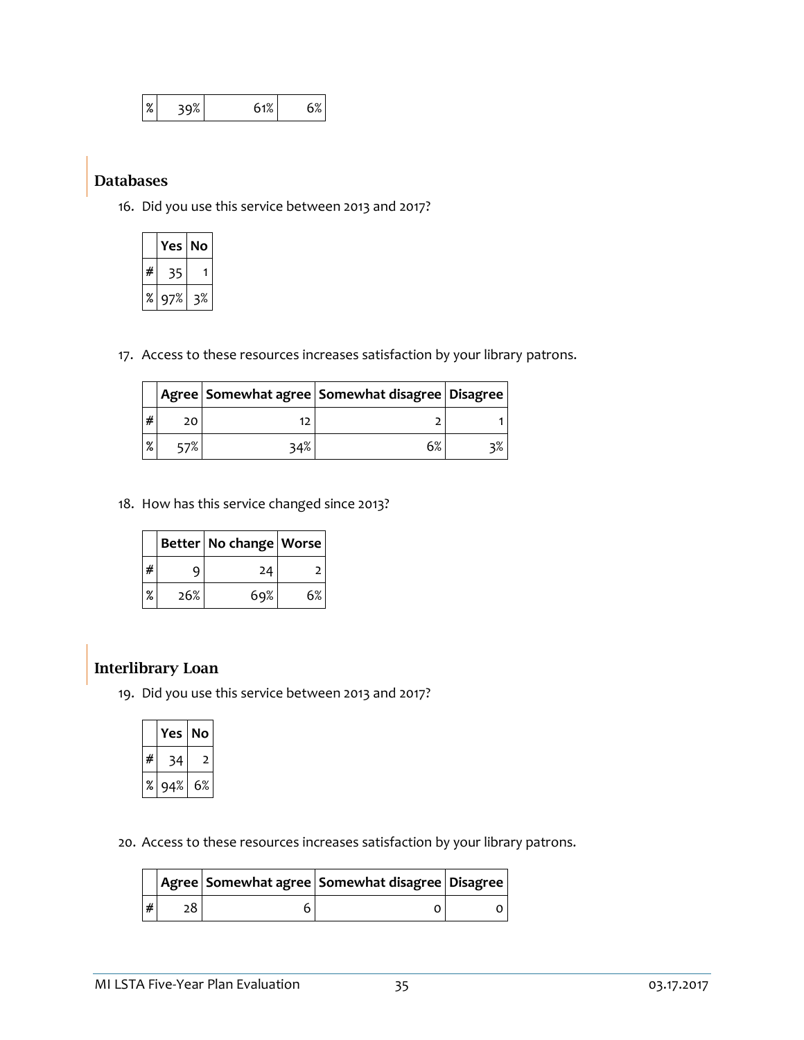| % | 39% | 61% | 6% |
|---|---|---|---|

## Databases

16. Did you use this service between 2013 and 2017?

| | Yes | No |
|---|---|---|
| # | 35 | 1 |
| % | 97% | 3% |

17. Access to these resources increases satisfaction by your library patrons.

| | Agree | Somewhat agree | Somewhat disagree | Disagree |
|---|---|---|---|---|
| # | 20 | 12 | 2 | 1 |
| % | 57% | 34% | 6% | 3% |

18. How has this service changed since 2013?

| | Better | No change | Worse |
|---|---|---|---|
| # | 9 | 24 | 2 |
| % | 26% | 69% | 6% |

## Interlibrary Loan

19. Did you use this service between 2013 and 2017?

| | Yes | No |
|---|---|---|
| # | 34 | 2 |
| % | 94% | 6% |

20. Access to these resources increases satisfaction by your library patrons.

| | Agree | Somewhat agree | Somewhat disagree | Disagree |
|---|---|---|---|---|
| # | 28 | 6 | 0 | 0 |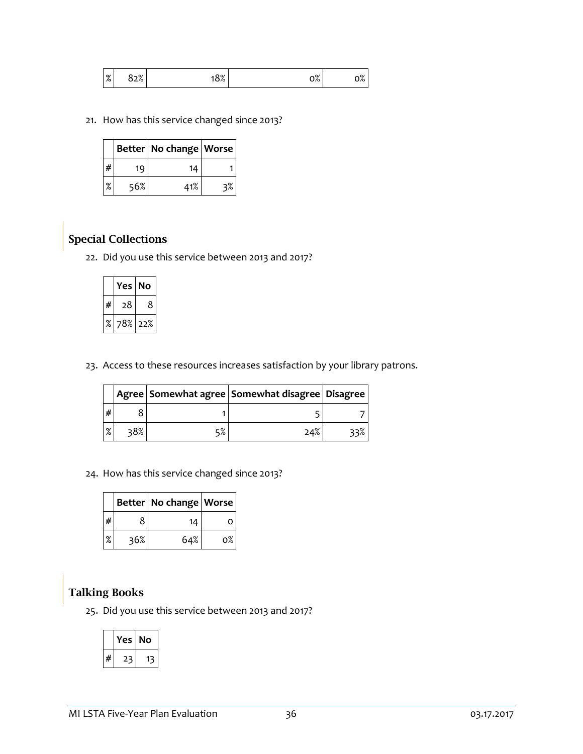| % | 82% | 18% | 0% | 0% |
|---|---|---|---|---|

21. How has this service changed since 2013?

| | Better | No change | Worse |
|---|---|---|---|
| # | 19 | 14 | 1 |
| % | 56% | 41% | 3% |

## Special Collections

22. Did you use this service between 2013 and 2017?

| | Yes | No |
|---|---|---|
| # | 28 | 8 |
| % | 78% | 22% |

23. Access to these resources increases satisfaction by your library patrons.

| | Agree | Somewhat agree | Somewhat disagree | Disagree |
|---|---|---|---|---|
| # | 8 | 1 | 5 | 7 |
| % | 38% | 5% | 24% | 33% |

24. How has this service changed since 2013?

| | Better | No change | Worse |
|---|---|---|---|
| # | 8 | 14 | 0 |
| % | 36% | 64% | 0% |

## Talking Books

25. Did you use this service between 2013 and 2017?

| | Yes | No |
|---|---|---|
| # | 23 | 13 |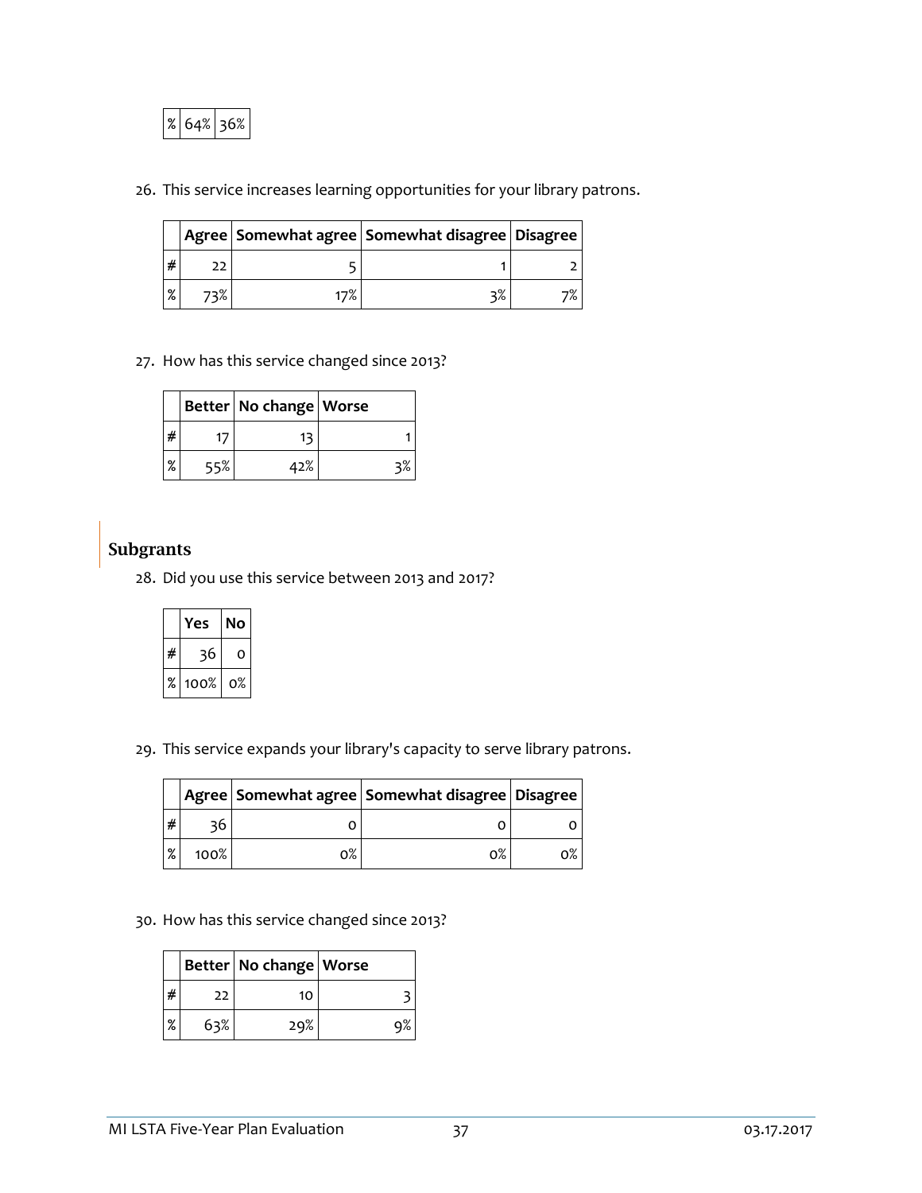| % | 64% | 36% |
|---|---|---|

26. This service increases learning opportunities for your library patrons.

| | Agree | Somewhat agree | Somewhat disagree | Disagree |
|---|---|---|---|---|
| # | 22 | 5 | 1 | 2 |
| % | 73% | 17% | 3% | 7% |

27. How has this service changed since 2013?

| | Better | No change | Worse |
|---|---|---|---|
| # | 17 | 13 | 1 |
| % | 55% | 42% | 3% |

## Subgrants

28. Did you use this service between 2013 and 2017?

| | Yes | No |
|---|---|---|
| # | 36 | 0 |
| % | 100% | 0% |

29. This service expands your library's capacity to serve library patrons.

| | Agree | Somewhat agree | Somewhat disagree | Disagree |
|---|---|---|---|---|
| # | 36 | 0 | 0 | 0 |
| % | 100% | 0% | 0% | 0% |

30. How has this service changed since 2013?

| | Better | No change | Worse |
|---|---|---|---|
| # | 22 | 10 | 3 |
| % | 63% | 29% | 9% |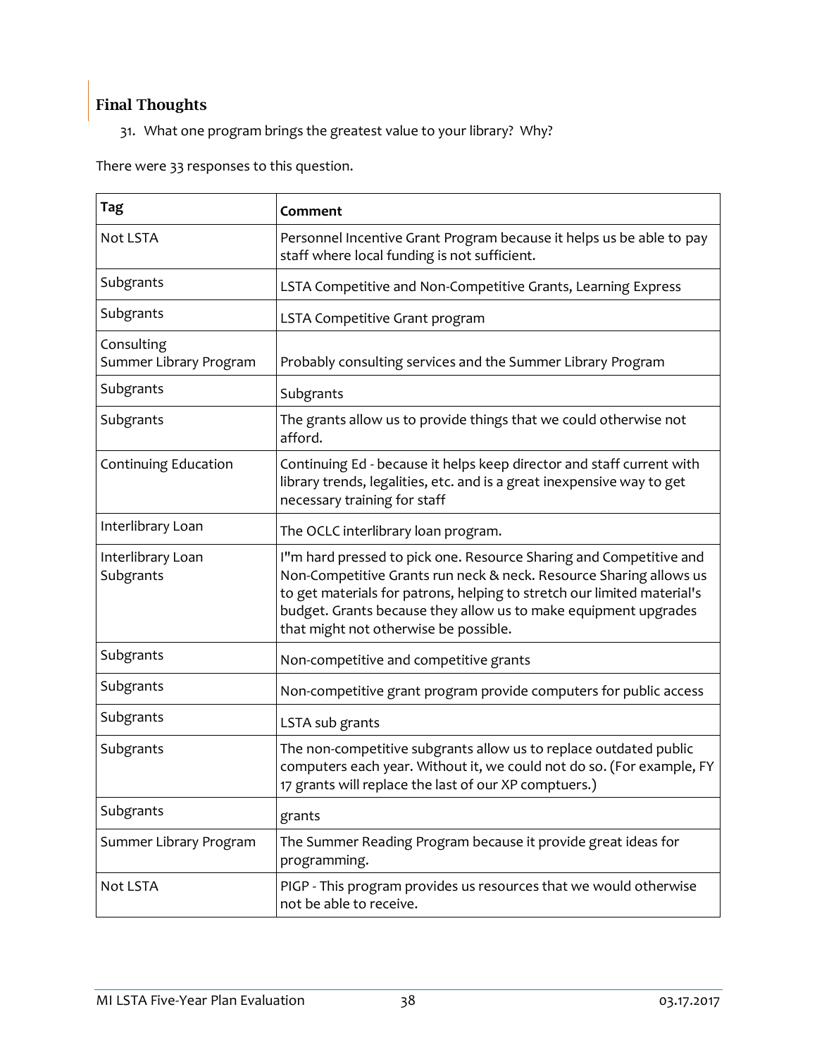## Final Thoughts

31. What one program brings the greatest value to your library? Why?

There were 33 responses to this question.

| Tag | Comment |
|---|---|
| Not LSTA | Personnel Incentive Grant Program because it helps us be able to pay staff where local funding is not sufficient. |
| Subgrants | LSTA Competitive and Non-Competitive Grants, Learning Express |
| Subgrants | LSTA Competitive Grant program |
| Consulting<br>Summer Library Program | Probably consulting services and the Summer Library Program |
| Subgrants | Subgrants |
| Subgrants | The grants allow us to provide things that we could otherwise not afford. |
| Continuing Education | Continuing Ed - because it helps keep director and staff current with library trends, legalities, etc. and is a great inexpensive way to get necessary training for staff |
| Interlibrary Loan | The OCLC interlibrary loan program. |
| Interlibrary Loan<br>Subgrants | I"m hard pressed to pick one. Resource Sharing and Competitive and Non-Competitive Grants run neck & neck. Resource Sharing allows us to get materials for patrons, helping to stretch our limited material's budget. Grants because they allow us to make equipment upgrades that might not otherwise be possible. |
| Subgrants | Non-competitive and competitive grants |
| Subgrants | Non-competitive grant program provide computers for public access |
| Subgrants | LSTA sub grants |
| Subgrants | The non-competitive subgrants allow us to replace outdated public computers each year. Without it, we could not do so. (For example, FY 17 grants will replace the last of our XP comptuers.) |
| Subgrants | grants |
| Summer Library Program | The Summer Reading Program because it provide great ideas for programming. |
| Not LSTA | PIGP - This program provides us resources that we would otherwise not be able to receive. |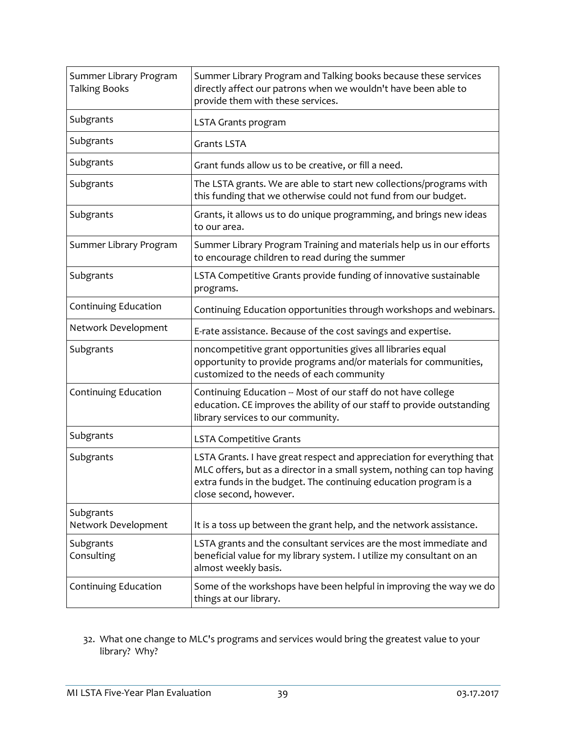| Summer Library Program<br>Talking Books | Summer Library Program and Talking books because these services directly affect our patrons when we wouldn't have been able to provide them with these services. |
|---|---|
| Subgrants | LSTA Grants program |
| Subgrants | Grants LSTA |
| Subgrants | Grant funds allow us to be creative, or fill a need. |
| Subgrants | The LSTA grants. We are able to start new collections/programs with this funding that we otherwise could not fund from our budget. |
| Subgrants | Grants, it allows us to do unique programming, and brings new ideas to our area. |
| Summer Library Program | Summer Library Program Training and materials help us in our efforts to encourage children to read during the summer |
| Subgrants | LSTA Competitive Grants provide funding of innovative sustainable programs. |
| Continuing Education | Continuing Education opportunities through workshops and webinars. |
| Network Development | E-rate assistance. Because of the cost savings and expertise. |
| Subgrants | noncompetitive grant opportunities gives all libraries equal opportunity to provide programs and/or materials for communities, customized to the needs of each community |
| Continuing Education | Continuing Education -- Most of our staff do not have college education. CE improves the ability of our staff to provide outstanding library services to our community. |
| Subgrants | LSTA Competitive Grants |
| Subgrants | LSTA Grants. I have great respect and appreciation for everything that MLC offers, but as a director in a small system, nothing can top having extra funds in the budget. The continuing education program is a close second, however. |
| Subgrants<br>Network Development | It is a toss up between the grant help, and the network assistance. |
| Subgrants<br>Consulting | LSTA grants and the consultant services are the most immediate and beneficial value for my library system. I utilize my consultant on an almost weekly basis. |
| Continuing Education | Some of the workshops have been helpful in improving the way we do things at our library. |

32. What one change to MLC's programs and services would bring the greatest value to your library? Why?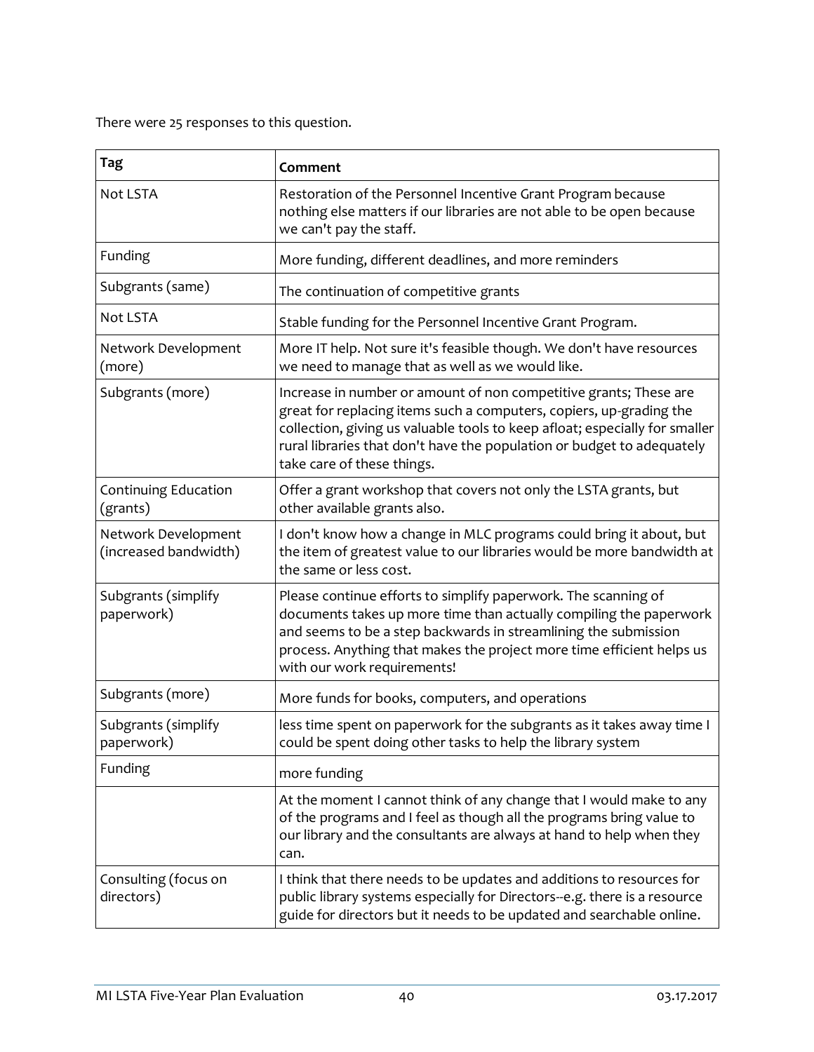There were 25 responses to this question.

| Tag | Comment |
|---|---|
| Not LSTA | Restoration of the Personnel Incentive Grant Program because nothing else matters if our libraries are not able to be open because we can't pay the staff. |
| Funding | More funding, different deadlines, and more reminders |
| Subgrants (same) | The continuation of competitive grants |
| Not LSTA | Stable funding for the Personnel Incentive Grant Program. |
| Network Development (more) | More IT help. Not sure it's feasible though. We don't have resources we need to manage that as well as we would like. |
| Subgrants (more) | Increase in number or amount of non competitive grants; These are great for replacing items such a computers, copiers, up-grading the collection, giving us valuable tools to keep afloat; especially for smaller rural libraries that don't have the population or budget to adequately take care of these things. |
| Continuing Education (grants) | Offer a grant workshop that covers not only the LSTA grants, but other available grants also. |
| Network Development (increased bandwidth) | I don't know how a change in MLC programs could bring it about, but the item of greatest value to our libraries would be more bandwidth at the same or less cost. |
| Subgrants (simplify paperwork) | Please continue efforts to simplify paperwork. The scanning of documents takes up more time than actually compiling the paperwork and seems to be a step backwards in streamlining the submission process. Anything that makes the project more time efficient helps us with our work requirements! |
| Subgrants (more) | More funds for books, computers, and operations |
| Subgrants (simplify paperwork) | less time spent on paperwork for the subgrants as it takes away time I could be spent doing other tasks to help the library system |
| Funding | more funding |
| | At the moment I cannot think of any change that I would make to any of the programs and I feel as though all the programs bring value to our library and the consultants are always at hand to help when they can. |
| Consulting (focus on directors) | I think that there needs to be updates and additions to resources for public library systems especially for Directors--e.g. there is a resource guide for directors but it needs to be updated and searchable online. |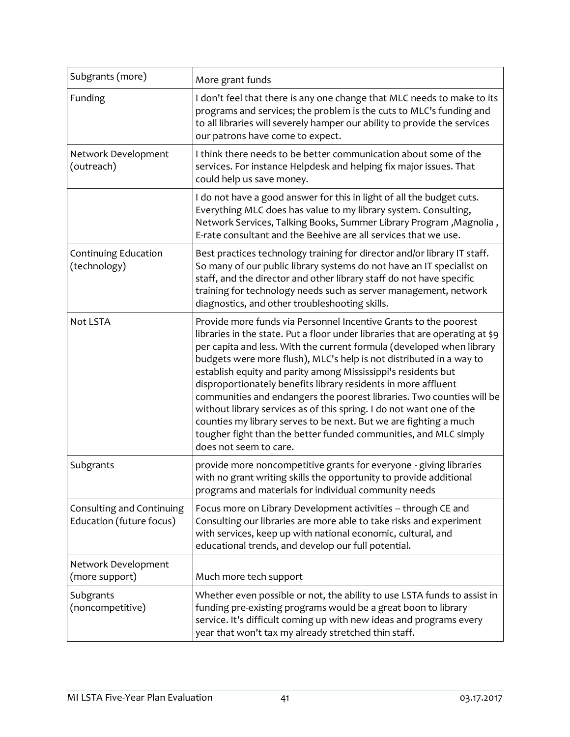| | |
|---|---|
| Subgrants (more) | More grant funds |
| Funding | I don't feel that there is any one change that MLC needs to make to its programs and services; the problem is the cuts to MLC's funding and to all libraries will severely hamper our ability to provide the services our patrons have come to expect. |
| Network Development (outreach) | I think there needs to be better communication about some of the services. For instance Helpdesk and helping fix major issues. That could help us save money. |
| | I do not have a good answer for this in light of all the budget cuts. Everything MLC does has value to my library system. Consulting, Network Services, Talking Books, Summer Library Program ,Magnolia , E-rate consultant and the Beehive are all services that we use. |
| Continuing Education (technology) | Best practices technology training for director and/or library IT staff. So many of our public library systems do not have an IT specialist on staff, and the director and other library staff do not have specific training for technology needs such as server management, network diagnostics, and other troubleshooting skills. |
| Not LSTA | Provide more funds via Personnel Incentive Grants to the poorest libraries in the state. Put a floor under libraries that are operating at $9 per capita and less. With the current formula (developed when library budgets were more flush), MLC's help is not distributed in a way to establish equity and parity among Mississippi's residents but disproportionately benefits library residents in more affluent communities and endangers the poorest libraries. Two counties will be without library services as of this spring. I do not want one of the counties my library serves to be next. But we are fighting a much tougher fight than the better funded communities, and MLC simply does not seem to care. |
| Subgrants | provide more noncompetitive grants for everyone - giving libraries with no grant writing skills the opportunity to provide additional programs and materials for individual community needs |
| Consulting and Continuing Education (future focus) | Focus more on Library Development activities -- through CE and Consulting our libraries are more able to take risks and experiment with services, keep up with national economic, cultural, and educational trends, and develop our full potential. |
| Network Development (more support) | Much more tech support |
| Subgrants (noncompetitive) | Whether even possible or not, the ability to use LSTA funds to assist in funding pre-existing programs would be a great boon to library service. It's difficult coming up with new ideas and programs every year that won't tax my already stretched thin staff. |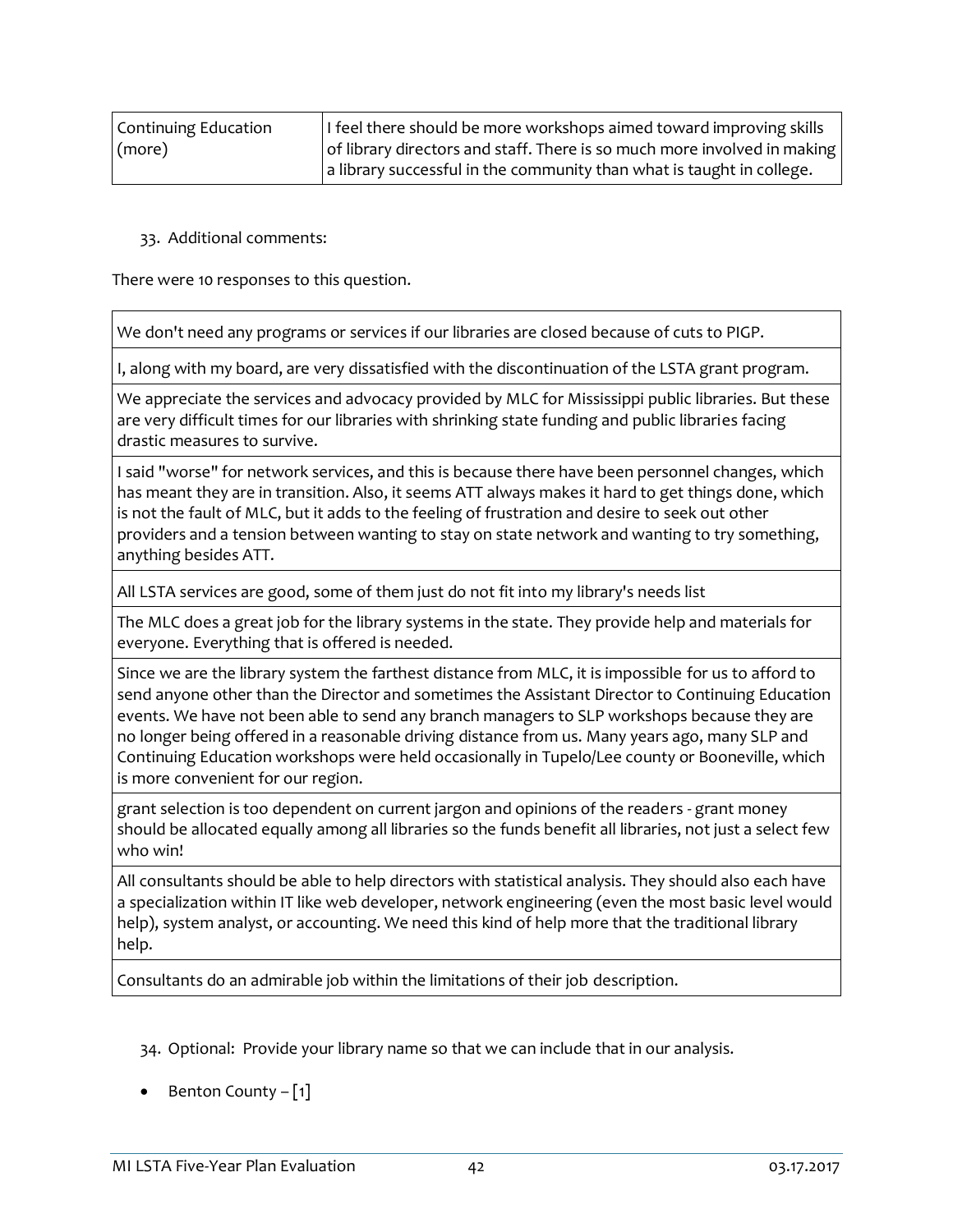| Continuing Education (more) | I feel there should be more workshops aimed toward improving skills of library directors and staff. There is so much more involved in making a library successful in the community than what is taught in college. |
|---|---|

33. Additional comments:

There were 10 responses to this question.

| |
|---|
| We don't need any programs or services if our libraries are closed because of cuts to PIGP. |
| I, along with my board, are very dissatisfied with the discontinuation of the LSTA grant program. |
| We appreciate the services and advocacy provided by MLC for Mississippi public libraries. But these are very difficult times for our libraries with shrinking state funding and public libraries facing drastic measures to survive. |
| I said "worse" for network services, and this is because there have been personnel changes, which has meant they are in transition. Also, it seems ATT always makes it hard to get things done, which is not the fault of MLC, but it adds to the feeling of frustration and desire to seek out other providers and a tension between wanting to stay on state network and wanting to try something, anything besides ATT. |
| All LSTA services are good, some of them just do not fit into my library's needs list |
| The MLC does a great job for the library systems in the state. They provide help and materials for everyone. Everything that is offered is needed. |
| Since we are the library system the farthest distance from MLC, it is impossible for us to afford to send anyone other than the Director and sometimes the Assistant Director to Continuing Education events. We have not been able to send any branch managers to SLP workshops because they are no longer being offered in a reasonable driving distance from us. Many years ago, many SLP and Continuing Education workshops were held occasionally in Tupelo/Lee county or Booneville, which is more convenient for our region. |
| grant selection is too dependent on current jargon and opinions of the readers - grant money should be allocated equally among all libraries so the funds benefit all libraries, not just a select few who win! |
| All consultants should be able to help directors with statistical analysis. They should also each have a specialization within IT like web developer, network engineering (even the most basic level would help), system analyst, or accounting. We need this kind of help more that the traditional library help. |
| Consultants do an admirable job within the limitations of their job description. |

34. Optional: Provide your library name so that we can include that in our analysis.

- Benton County – [1]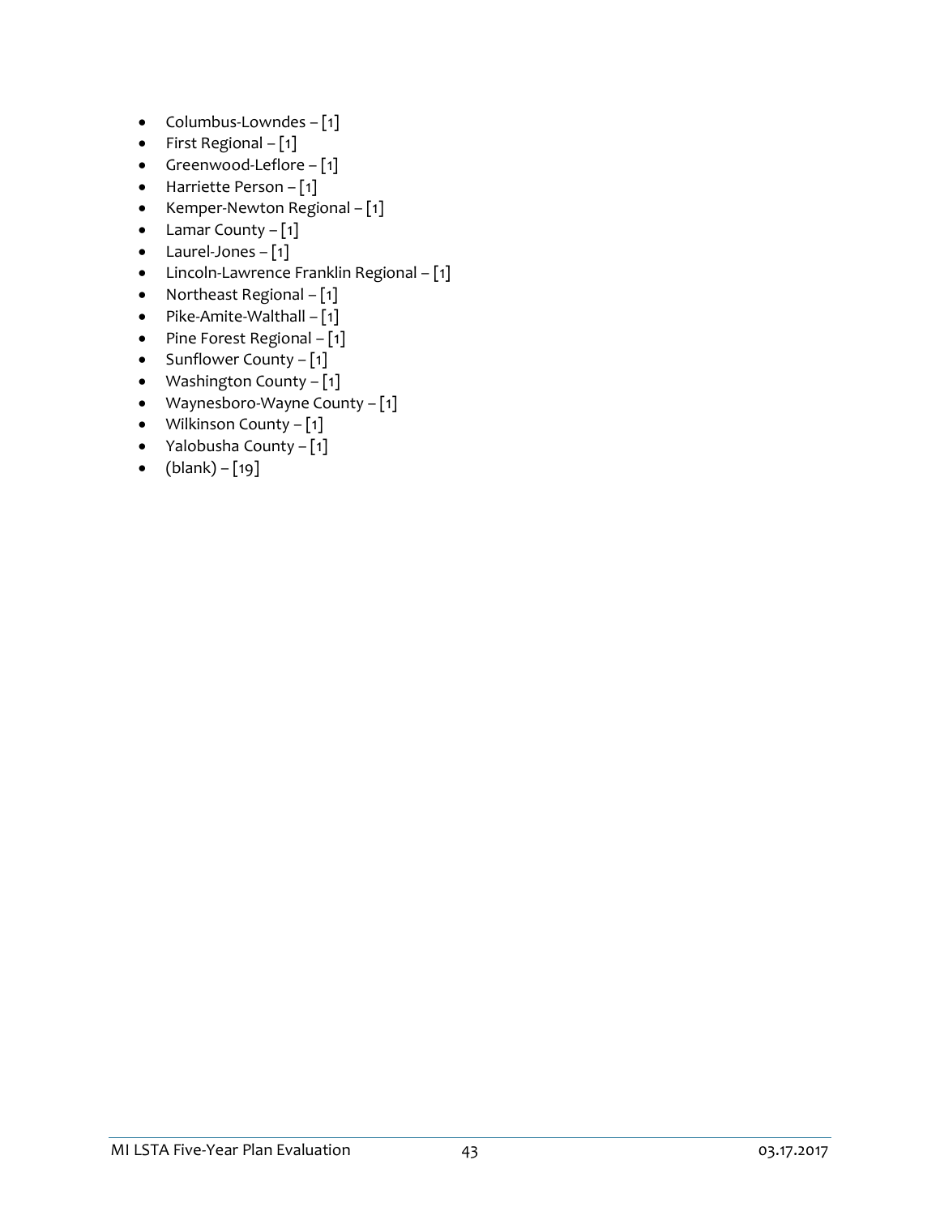- Columbus-Lowndes – [1]
- First Regional – [1]
- Greenwood-Leflore – [1]
- Harriette Person – [1]
- Kemper-Newton Regional – [1]
- Lamar County – [1]
- Laurel-Jones – [1]
- Lincoln-Lawrence Franklin Regional – [1]
- Northeast Regional – [1]
- Pike-Amite-Walthall – [1]
- Pine Forest Regional – [1]
- Sunflower County – [1]
- Washington County – [1]
- Waynesboro-Wayne County – [1]
- Wilkinson County – [1]
- Yalobusha County – [1]
- (blank) – [19]